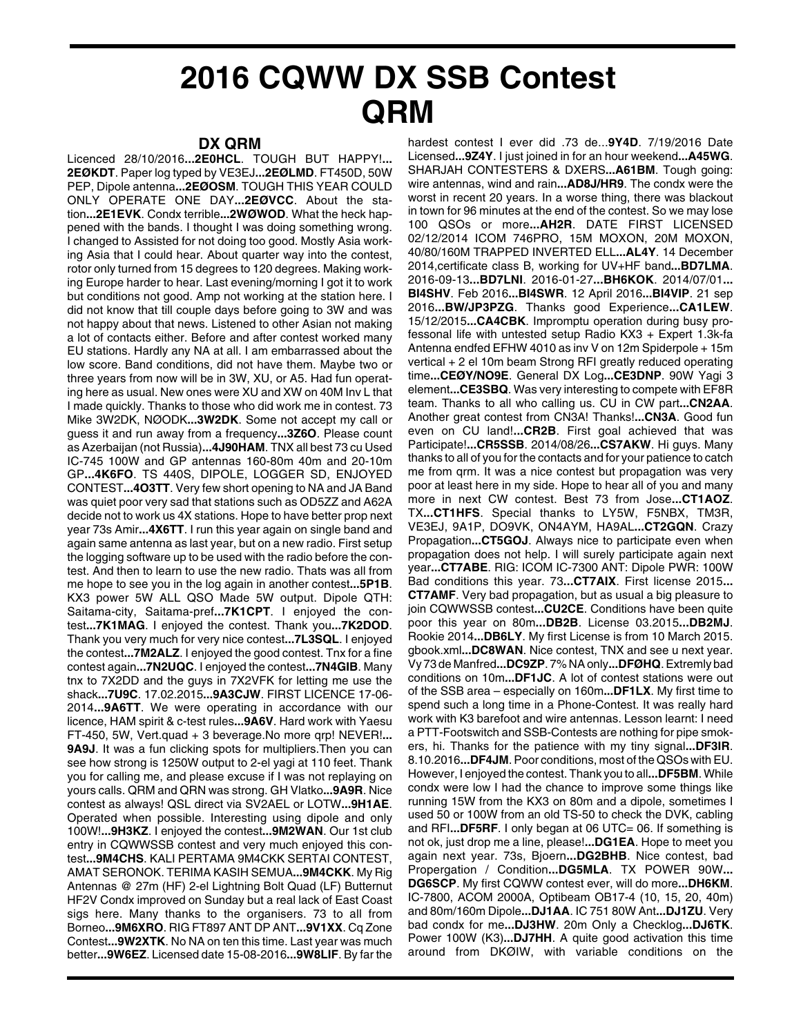# 2016 CQWW DX SSB Contest QRM

## DX QRM

Licenced 28/10/2016...**2E0HCL**. TOUGH BUT HAPPY!...**2EØKDT**. Paper log typed by VE3EJ...**2EØLMD**. FT450D, 50W PEP, Dipole antenna...**2EØOSM**. TOUGH THIS YEAR COULD ONLY OPERATE ONE DAY...**2EØVCC**. About the station...**2E1EVK**. Condx terrible...**2WØWOD**. What the heck happened with the bands. I thought I was doing something wrong. I changed to Assisted for not doing too good. Mostly Asia working Asia that I could hear. About quarter way into the contest, rotor only turned from 15 degrees to 120 degrees. Making working Europe harder to hear. Last evening/morning I got it to work but conditions not good. Amp not working at the station here. I did not know that till couple days before going to 3W and was not happy about that news. Listened to other Asian not making a lot of contacts either. Before and after contest worked many EU stations. Hardly any NA at all. I am embarrassed about the low score. Band conditions, did not have them. Maybe two or three years from now will be in 3W, XU, or A5. Had fun operating here as usual. New ones were XU and XW on 40M Inv L that I made quickly. Thanks to those who did work me in contest. 73 Mike 3W2DK, NØODK...**3W2DK**. Some not accept my call or guess it and run away from a frequency...**3Z6O**. Please count as Azerbaijan (not Russia)...**4J90HAM**. TNX all best 73 cu Used IC-745 100W and GP antennas 160-80m 40m and 20-10m GP...**4K6FO**. TS 440S, DIPOLE, LOGGER SD, ENJOYED CONTEST...**4O3TT**. Very few short opening to NA and JA Band was quiet poor very sad that stations such as OD5ZZ and A62A decide not to work us 4X stations. Hope to have better prop next year 73s Amir...**4X6TT**. I run this year again on single band and again same antenna as last year, but on a new radio. First setup the logging software up to be used with the radio before the contest. And then to learn to use the new radio. Thats was all from me hope to see you in the log again in another contest...**5P1B**. KX3 power 5W ALL QSO Made 5W output. Dipole QTH: Saitama-city, Saitama-pref...**7K1CPT**. I enjoyed the contest...**7K1MAG**. I enjoyed the contest. Thank you...**7K2DOD**. Thank you very much for very nice contest...**7L3SQL**. I enjoyed the contest...**7M2ALZ**. I enjoyed the good contest. Tnx for a fine contest again...**7N2UQC**. I enjoyed the contest...**7N4GIB**. Many tnx to 7X2DD and the guys in 7X2VFK for letting me use the shack...**7U9C**. 17.02.2015...**9A3CJW**. FIRST LICENCE 17-06-2014...**9A6TT**. We were operating in accordance with our licence, HAM spirit & c-test rules...**9A6V**. Hard work with Yaesu FT-450, 5W, Vert.quad + 3 beverage.No more qrp! NEVER!...**9A9J**. It was a fun clicking spots for multipliers.Then you can see how strong is 1250W output to 2-el yagi at 110 feet. Thank you for calling me, and please excuse if I was not replaying on yours calls. QRM and QRN was strong. GH Vlatko...**9A9R**. Nice contest as always! QSL direct via SV2AEL or LOTW...**9H1AE**. Operated when possible. Interesting using dipole and only 100W!...**9H3KZ**. I enjoyed the contest...**9M2WAN**. Our 1st club entry in CQWWSSB contest and very much enjoyed this contest...**9M4CHS**. KALI PERTAMA 9M4CKK SERTAI CONTEST, AMAT SERONOK. TERIMA KASIH SEMUA...**9M4CKK**. My Rig Antennas @ 27m (HF) 2-el Lightning Bolt Quad (LF) Butternut HF2V Condx improved on Sunday but a real lack of East Coast sigs here. Many thanks to the organisers. 73 to all from Borneo...**9M6XRO**. RIG FT897 ANT DP ANT...**9V1XX**. Cq Zone Contest...**9W2XTK**. No NA on ten this time. Last year was much better...**9W6EZ**. Licensed date 15-08-2016...**9W8LIF**. By far the hardest contest I ever did .73 de...**9Y4D**. 7/19/2016 Date Licensed...**9Z4Y**. I just joined in for an hour weekend...**A45WG**. SHARJAH CONTESTERS & DXERS...**A61BM**. Tough going: wire antennas, wind and rain...**AD8J/HR9**. The condx were the worst in recent 20 years. In a worse thing, there was blackout in town for 96 minutes at the end of the contest. So we may lose 100 QSOs or more...**AH2R**. DATE FIRST LICENSED 02/12/2014 ICOM 746PRO, 15M MOXON, 20M MOXON, 40/80/160M TRAPPED INVERTED ELL...**AL4Y**. 14 December 2014,certificate class B, working for UV+HF band...**BD7LMA**. 2016-09-13...**BD7LNI**. 2016-01-27...**BH6KOK**. 2014/07/01...**BI4SHV**. Feb 2016...**BI4SWR**. 12 April 2016...**BI4VIP**. 21 sep 2016...**BW/JP3PZG**. Thanks good Experience...**CA1LEW**. 15/12/2015...**CA4CBK**. Impromptu operation during busy professonal life with untested setup Radio KX3 + Expert 1.3k-fa Antenna endfed EFHW 4010 as inv V on 12m Spiderpole + 15m vertical + 2 el 10m beam Strong RFI greatly reduced operating time...**CEØY/NO9E**. General DX Log...**CE3DNP**. 90W Yagi 3 element...**CE3SBQ**. Was very interesting to compete with EF8R team. Thanks to all who calling us. CU in CW part...**CN2AA**. Another great contest from CN3A! Thanks!...**CN3A**. Good fun even on CU land!...**CR2B**. First goal achieved that was Participate!...**CR5SSB**. 2014/08/26...**CS7AKW**. Hi guys. Many thanks to all of you for the contacts and for your patience to catch me from qrm. It was a nice contest but propagation was very poor at least here in my side. Hope to hear all of you and many more in next CW contest. Best 73 from Jose...**CT1AOZ**. TX...**CT1HFS**. Special thanks to LY5W, F5NBX, TM3R, VE3EJ, 9A1P, DO9VK, ON4AYM, HA9AL...**CT2GQN**. Crazy Propagation...**CT5GOJ**. Always nice to participate even when propagation does not help. I will surely participate again next year...**CT7ABE**. RIG: ICOM IC-7300 ANT: Dipole PWR: 100W Bad conditions this year. 73...**CT7AIX**. First license 2015...**CT7AMF**. Very bad propagation, but as usual a big pleasure to join CQWWSSB contest...**CU2CE**. Conditions have been quite poor this year on 80m...**DB2B**. License 03.2015...**DB2MJ**. Rookie 2014...**DB6LY**. My first License is from 10 March 2015. gbook.xml...**DC8WAN**. Nice contest, TNX and see u next year. Vy 73 de Manfred...**DC9ZP**. 7% NA only...**DFØHQ**. Extremly bad conditions on 10m...**DF1JC**. A lot of contest stations were out of the SSB area – especially on 160m...**DF1LX**. My first time to spend such a long time in a Phone-Contest. It was really hard work with K3 barefoot and wire antennas. Lesson learnt: I need a PTT-Footswitch and SSB-Contests are nothing for pipe smokers, hi. Thanks for the patience with my tiny signal...**DF3IR**. 8.10.2016...**DF4JM**. Poor conditions, most of the QSOs with EU. However, I enjoyed the contest. Thank you to all...**DF5BM**. While condx were low I had the chance to improve some things like running 15W from the KX3 on 80m and a dipole, sometimes I used 50 or 100W from an old TS-50 to check the DVK, cabling and RFI...**DF5RF**. I only began at 06 UTC= 06. If something is not ok, just drop me a line, please!...**DG1EA**. Hope to meet you again next year. 73s, Bjoern...**DG2BHB**. Nice contest, bad Propergation / Condition...**DG5MLA**. TX POWER 90W...**DG6SCP**. My first CQWW contest ever, will do more...**DH6KM**. IC-7800, ACOM 2000A, Optibeam OB17-4 (10, 15, 20, 40m) and 80m/160m Dipole...**DJ1AA**. IC 751 80W Ant...**DJ1ZU**. Very bad condx for me...**DJ3HW**. 20m Only a Checklog...**DJ6TK**. Power 100W (K3)...**DJ7HH**. A quite good activation this time around from DKØIW, with variable conditions on the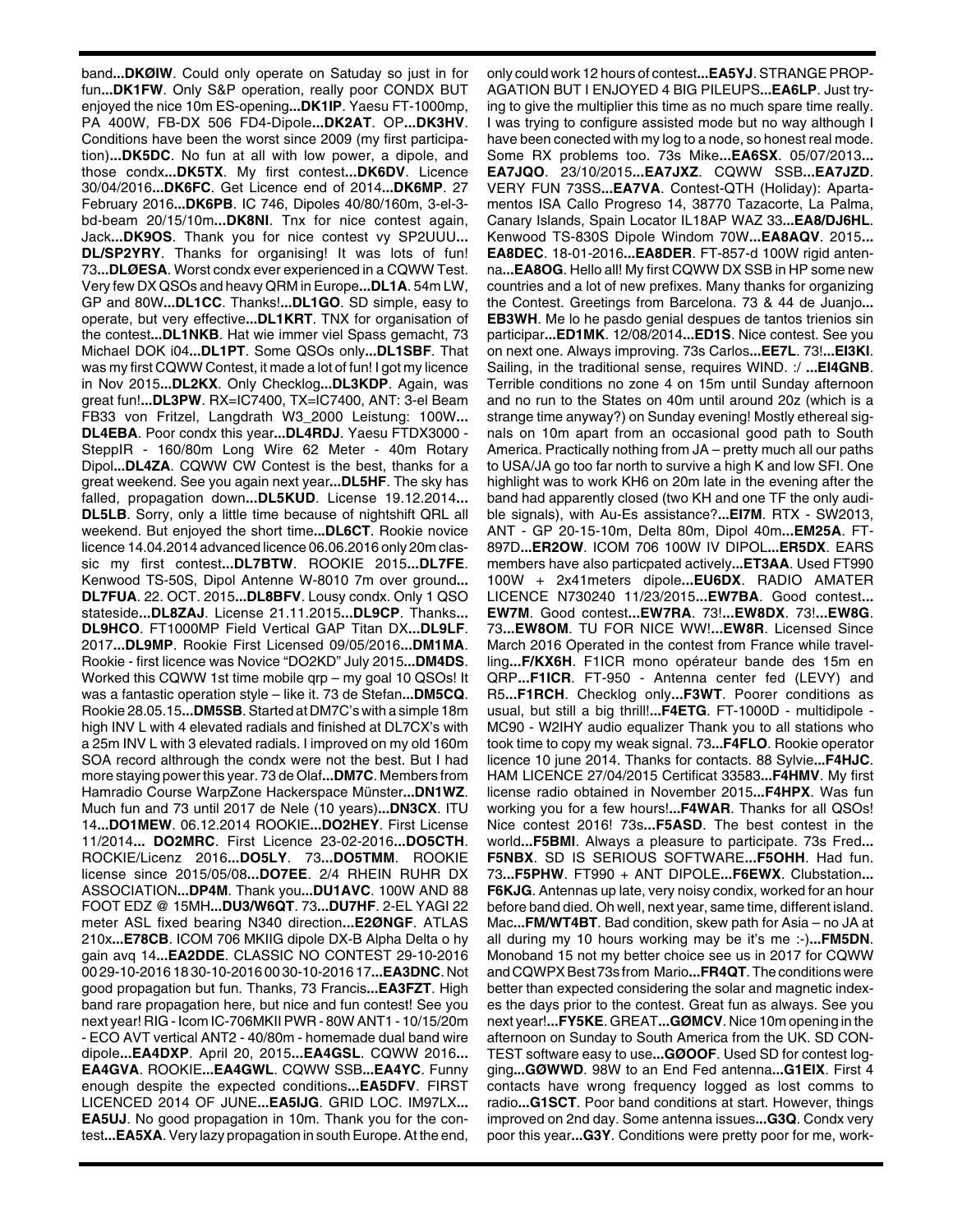band**...DKØIW**. Could only operate on Satuday so just in for fun**...DK1FW**. Only S&P operation, really poor CONDX BUT enjoyed the nice 10m ES-opening**...DK1IP**. Yaesu FT-1000mp, PA 400W, FB-DX 506 FD4-Dipole**...DK2AT**. OP**...DK3HV**. Conditions have been the worst since 2009 (my first participation)**...DK5DC**. No fun at all with low power, a dipole, and those condx**...DK5TX**. My first contest**...DK6DV**. Licence 30/04/2016**...DK6FC**. Get Licence end of 2014**...DK6MP**. 27 February 2016**...DK6PB**. IC 746, Dipoles 40/80/160m, 3-el-3-bd-beam 20/15/10m**...DK8NI**. Tnx for nice contest again, Jack**...DK9OS**. Thank you for nice contest vy SP2UUU**... DL/SP2YRY**. Thanks for organising! It was lots of fun! 73**...DLØESA**. Worst condx ever experienced in a CQWW Test. Very few DX QSOs and heavy QRM in Europe**...DL1A**. 54m LW, GP and 80W**...DL1CC**. Thanks!**...DL1GO**. SD simple, easy to operate, but very effective**...DL1KRT**. TNX for organisation of the contest**...DL1NKB**. Hat wie immer viel Spass gemacht, 73 Michael DOK i04**...DL1PT**. Some QSOs only**...DL1SBF**. That was my first CQWW Contest, it made a lot of fun! I got my licence in Nov 2015**...DL2KX**. Only Checklog**...DL3KDP**. Again, was great fun!**...DL3PW**. RX=IC7400, TX=IC7400, ANT: 3-el Beam FB33 von Fritzel, Langdrath W3_2000 Leistung: 100W**... DL4EBA**. Poor condx this year**...DL4RDJ**. Yaesu FTDX3000 - SteppIR - 160/80m Long Wire 62 Meter - 40m Rotary Dipol**...DL4ZA**. CQWW CW Contest is the best, thanks for a great weekend. See you again next year**...DL5HF**. The sky has falled, propagation down**...DL5KUD**. License 19.12.2014**... DL5LB**. Sorry, only a little time because of nightshift QRL all weekend. But enjoyed the short time**...DL6CT**. Rookie novice licence 14.04.2014 advanced licence 06.06.2016 only 20m classic my first contest**...DL7BTW**. ROOKIE 2015**...DL7FE**. Kenwood TS-50S, Dipol Antenne W-8010 7m over ground**... DL7FUA**. 22. OCT. 2015**...DL8BFV**. Lousy condx. Only 1 QSO stateside**...DL8ZAJ**. License 21.11.2015**...DL9CP**. Thanks**... DL9HCO**. FT1000MP Field Vertical GAP Titan DX**...DL9LF**. 2017**...DL9MP**. Rookie First Licensed 09/05/2016**...DM1MA**. Rookie - first licence was Novice "DO2KD" July 2015**...DM4DS**. Worked this CQWW 1st time mobile qrp – my goal 10 QSOs! It was a fantastic operation style – like it. 73 de Stefan**...DM5CQ**. Rookie 28.05.15**...DM5SB**. Started at DM7C's with a simple 18m high INV L with 4 elevated radials and finished at DL7CX's with a 25m INV L with 3 elevated radials. I improved on my old 160m SOA record althrough the condx were not the best. But I had more staying power this year. 73 de Olaf**...DM7C**. Members from Hamradio Course WarpZone Hackerspace Münster**...DN1WZ**. Much fun and 73 until 2017 de Nele (10 years)**...DN3CX**. ITU 14**...DO1MEW**. 06.12.2014 ROOKIE**...DO2HEY**. First License 11/2014**... DO2MRC**. First Licence 23-02-2016**...DO5CTH**. ROCKIE/Licenz 2016**...DO5LY**. 73**...DO5TMM**. ROOKIE license since 2015/05/08**...DO7EE**. 2/4 RHEIN RUHR DX ASSOCIATION**...DP4M**. Thank you**...DU1AVC**. 100W AND 88 FOOT EDZ @ 15MH**...DU3/W6QT**. 73**...DU7HF**. 2-EL YAGI 22 meter ASL fixed bearing N340 direction**...E2ØNGF**. ATLAS 210x**...E78CB**. ICOM 706 MKIIG dipole DX-B Alpha Delta o hy gain avq 14**...EA2DDE**. CLASSIC NO CONTEST 29-10-2016 00 29-10-2016 18 30-10-2016 00 30-10-2016 17**...EA3DNC**. Not good propagation but fun. Thanks, 73 Francis**...EA3FZT**. High band rare propagation here, but nice and fun contest! See you next year! RIG - Icom IC-706MKII PWR - 80W ANT1 - 10/15/20m - ECO AVT vertical ANT2 - 40/80m - homemade dual band wire dipole**...EA4DXP**. April 20, 2015**...EA4GSL**. CQWW 2016**... EA4GVA**. ROOKIE**...EA4GWL**. CQWW SSB**...EA4YC**. Funny enough despite the expected conditions**...EA5DFV**. FIRST LICENCED 2014 OF JUNE**...EA5IJG**. GRID LOC. IM97LX**... EA5UJ**. No good propagation in 10m. Thank you for the contest**...EA5XA**. Very lazy propagation in south Europe. At the end, only could work 12 hours of contest**...EA5YJ**. STRANGE PROPAGATION BUT I ENJOYED 4 BIG PILEUPS**...EA6LP**. Just trying to give the multiplier this time as no much spare time really. I was trying to configure assisted mode but no way although I have been conected with my log to a node, so honest real mode. Some RX problems too. 73s Mike**...EA6SX**. 05/07/2013**... EA7JQO**. 23/10/2015**...EA7JXZ**. CQWW SSB**...EA7JZD**. VERY FUN 73SS**...EA7VA**. Contest-QTH (Holiday): Apartamentos ISA Callo Progreso 14, 38770 Tazacorte, La Palma, Canary Islands, Spain Locator IL18AP WAZ 33**...EA8/DJ6HL**. Kenwood TS-830S Dipole Windom 70W**...EA8AQV**. 2015**... EA8DEC**. 18-01-2016**...EA8DER**. FT-857-d 100W rigid antenna**...EA8OG**. Hello all! My first CQWW DX SSB in HP some new countries and a lot of new prefixes. Many thanks for organizing the Contest. Greetings from Barcelona. 73 & 44 de Juanjo**... EB3WH**. Me lo he pasdo genial despues de tantos trienios sin participar**...ED1MK**. 12/08/2014**...ED1S**. Nice contest. See you on next one. Always improving. 73s Carlos**...EE7L**. 73!**...EI3KI**. Sailing, in the traditional sense, requires WIND. :/ **...EI4GNB**. Terrible conditions no zone 4 on 15m until Sunday afternoon and no run to the States on 40m until around 20z (which is a strange time anyway?) on Sunday evening! Mostly ethereal signals on 10m apart from an occasional good path to South America. Practically nothing from JA – pretty much all our paths to USA/JA go too far north to survive a high K and low SFI. One highlight was to work KH6 on 20m late in the evening after the band had apparently closed (two KH and one TF the only audible signals), with Au-Es assistance?**...EI7M**. RTX - SW2013, ANT - GP 20-15-10m, Delta 80m, Dipol 40m**...EM25A**. FT-897D**...ER2OW**. ICOM 706 100W IV DIPOL**...ER5DX**. EARS members have also particpated actively**...ET3AA**. Used FT990 100W + 2x41meters dipole**...EU6DX**. RADIO AMATER LICENCE N730240 11/23/2015**...EW7BA**. Good contest**... EW7M**. Good contest**...EW7RA**. 73!**...EW8DX**. 73!**...EW8G**. 73**...EW8OM**. TU FOR NICE WW!**...EW8R**. Licensed Since March 2016 Operated in the contest from France while travelling**...F/KX6H**. F1ICR mono opérateur bande des 15m en QRP**...F1ICR**. FT-950 - Antenna center fed (LEVY) and R5**...F1RCH**. Checklog only**...F3WT**. Poorer conditions as usual, but still a big thrill!**...F4ETG**. FT-1000D - multidipole - MC90 - W2IHY audio equalizer Thank you to all stations who took time to copy my weak signal. 73**...F4FLO**. Rookie operator licence 10 june 2014. Thanks for contacts. 88 Sylvie**...F4HJC**. HAM LICENCE 27/04/2015 Certificat 33583**...F4HMV**. My first license radio obtained in November 2015**...F4HPX**. Was fun working you for a few hours!**...F4WAR**. Thanks for all QSOs! Nice contest 2016! 73s**...F5ASD**. The best contest in the world**...F5BMI**. Always a pleasure to participate. 73s Fred**... F5NBX**. SD IS SERIOUS SOFTWARE**...F5OHH**. Had fun. 73**...F5PHW**. FT990 + ANT DIPOLE**...F6EWX**. Clubstation**... F6KJG**. Antennas up late, very noisy condix, worked for an hour before band died. Oh well, next year, same time, different island. Mac**...FM/WT4BT**. Bad condition, skew path for Asia – no JA at all during my 10 hours working may be it's me :-)**...FM5DN**. Monoband 15 not my better choice see us in 2017 for CQWW and CQWPX Best 73s from Mario**...FR4QT**. The conditions were better than expected considering the solar and magnetic indexes the days prior to the contest. Great fun as always. See you next year!**...FY5KE**. GREAT**...GØMCV**. Nice 10m opening in the afternoon on Sunday to South America from the UK. SD CONTEST software easy to use**...GØOOF**. Used SD for contest logging**...GØWWD**. 98W to an End Fed antenna**...G1EIX**. First 4 contacts have wrong frequency logged as lost comms to radio**...G1SCT**. Poor band conditions at start. However, things improved on 2nd day. Some antenna issues**...G3Q**. Condx very poor this year**...G3Y**. Conditions were pretty poor for me, work-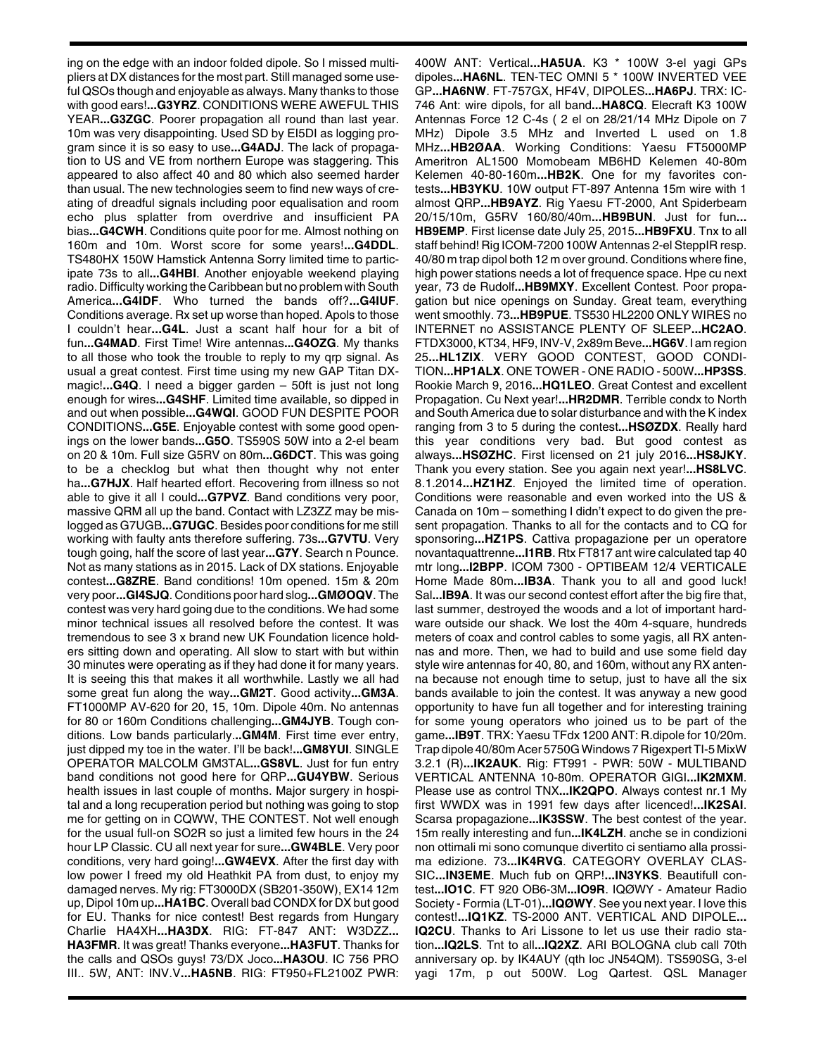ing on the edge with an indoor folded dipole. So I missed multipliers at DX distances for the most part. Still managed some useful QSOs though and enjoyable as always. Many thanks to those with good ears!...**G3YRZ**. CONDITIONS WERE AWEFUL THIS YEAR...**G3ZGC**. Poorer propagation all round than last year. 10m was very disappointing. Used SD by EI5DI as logging program since it is so easy to use...**G4ADJ**. The lack of propagation to US and VE from northern Europe was staggering. This appeared to also affect 40 and 80 which also seemed harder than usual. The new technologies seem to find new ways of creating of dreadful signals including poor equalisation and room echo plus splatter from overdrive and insufficient PA bias...**G4CWH**. Conditions quite poor for me. Almost nothing on 160m and 10m. Worst score for some years!...**G4DDL**. TS480HX 150W Hamstick Antenna Sorry limited time to participate 73s to all...**G4HBI**. Another enjoyable weekend playing radio. Difficulty working the Caribbean but no problem with South America...**G4IDF**. Who turned the bands off?...**G4IUF**. Conditions average. Rx set up worse than hoped. Apols to those I couldn't hear...**G4L**. Just a scant half hour for a bit of fun...**G4MAD**. First Time! Wire antennas...**G4OZG**. My thanks to all those who took the trouble to reply to my qrp signal. As usual a great contest. First time using my new GAP Titan DX-magic!...**G4Q**. I need a bigger garden – 50ft is just not long enough for wires...**G4SHF**. Limited time available, so dipped in and out when possible...**G4WQI**. GOOD FUN DESPITE POOR CONDITIONS...**G5E**. Enjoyable contest with some good openings on the lower bands...**G5O**. TS590S 50W into a 2-el beam on 20 & 10m. Full size G5RV on 80m...**G6DCT**. This was going to be a checklog but what then thought why not enter ha...**G7HJX**. Half hearted effort. Recovering from illness so not able to give it all I could...**G7PVZ**. Band conditions very poor, massive QRM all up the band. Contact with LZ3ZZ may be mislogged as G7UGB...**G7UGC**. Besides poor conditions for me still working with faulty ants therefore suffering. 73s...**G7VTU**. Very tough going, half the score of last year...**G7Y**. Search n Pounce. Not as many stations as in 2015. Lack of DX stations. Enjoyable contest...**G8ZRE**. Band conditions! 10m opened. 15m & 20m very poor...**GI4SJQ**. Conditions poor hard slog...**GMØOQV**. The contest was very hard going due to the conditions. We had some minor technical issues all resolved before the contest. It was tremendous to see 3 x brand new UK Foundation licence holders sitting down and operating. All slow to start with but within 30 minutes were operating as if they had done it for many years. It is seeing this that makes it all worthwhile. Lastly we all had some great fun along the way...**GM2T**. Good activity...**GM3A**. FT1000MP AV-620 for 20, 15, 10m. Dipole 40m. No antennas for 80 or 160m Conditions challenging...**GM4JYB**. Tough conditions. Low bands particularly...**GM4M**. First time ever entry, just dipped my toe in the water. I'll be back!...**GM8YUI**. SINGLE OPERATOR MALCOLM GM3TAL...**GS8VL**. Just for fun entry band conditions not good here for QRP...**GU4YBW**. Serious health issues in last couple of months. Major surgery in hospital and a long recuperation period but nothing was going to stop me for getting on in CQWW, THE CONTEST. Not well enough for the usual full-on SO2R so just a limited few hours in the 24 hour LP Classic. CU all next year for sure...**GW4BLE**. Very poor conditions, very hard going!...**GW4EVX**. After the first day with low power I freed my old Heathkit PA from dust, to enjoy my damaged nerves. My rig: FT3000DX (SB201-350W), EX14 12m up, Dipol 10m up...**HA1BC**. Overall bad CONDX for DX but good for EU. Thanks for nice contest! Best regards from Hungary Charlie HA4XH...**HA3DX**. RIG: FT-847 ANT: W3DZZ... **HA3FMR**. It was great! Thanks everyone...**HA3FUT**. Thanks for the calls and QSOs guys! 73/DX Joco...**HA3OU**. IC 756 PRO III.. 5W, ANT: INV.V...**HA5NB**. RIG: FT950+FL2100Z PWR: 400W ANT: Vertical...**HA5UA**. K3 * 100W 3-el yagi GPs dipoles...**HA6NL**. TEN-TEC OMNI 5 * 100W INVERTED VEE GP...**HA6NW**. FT-757GX, HF4V, DIPOLES...**HA6PJ**. TRX: IC-746 Ant: wire dipols, for all band...**HA8CQ**. Elecraft K3 100W Antennas Force 12 C-4s ( 2 el on 28/21/14 MHz Dipole on 7 MHz) Dipole 3.5 MHz and Inverted L used on 1.8 MHz...**HB2ØAA**. Working Conditions: Yaesu FT5000MP Ameritron AL1500 Momobeam MB6HD Kelemen 40-80m Kelemen 40-80-160m...**HB2K**. One for my favorites contests...**HB3YKU**. 10W output FT-897 Antenna 15m wire with 1 almost QRP...**HB9AYZ**. Rig Yaesu FT-2000, Ant Spiderbeam 20/15/10m, G5RV 160/80/40m...**HB9BUN**. Just for fun... **HB9EMP**. First license date July 25, 2015...**HB9FXU**. Tnx to all staff behind! Rig ICOM-7200 100W Antennas 2-el SteppIR resp. 40/80 m trap dipol both 12 m over ground. Conditions where fine, high power stations needs a lot of frequence space. Hpe cu next year, 73 de Rudolf...**HB9MXY**. Excellent Contest. Poor propagation but nice openings on Sunday. Great team, everything went smoothly. 73...**HB9PUE**. TS530 HL2200 ONLY WIRES no INTERNET no ASSISTANCE PLENTY OF SLEEP...**HC2AO**. FTDX3000, KT34, HF9, INV-V, 2x89m Beve...**HG6V**. I am region 25...**HL1ZIX**. VERY GOOD CONTEST, GOOD CONDITION...**HP1ALX**. ONE TOWER - ONE RADIO - 500W...**HP3SS**. Rookie March 9, 2016...**HQ1LEO**. Great Contest and excellent Propagation. Cu Next year!...**HR2DMR**. Terrible condx to North and South America due to solar disturbance and with the K index ranging from 3 to 5 during the contest...**HSØZDX**. Really hard this year conditions very bad. But good contest as always...**HSØZHC**. First licensed on 21 july 2016...**HS8JKY**. Thank you every station. See you again next year!...**HS8LVC**. 8.1.2014...**HZ1HZ**. Enjoyed the limited time of operation. Conditions were reasonable and even worked into the US & Canada on 10m – something I didn't expect to do given the present propagation. Thanks to all for the contacts and to CQ for sponsoring...**HZ1PS**. Cattiva propagazione per un operatore novantaquattrenne...**I1RB**. Rtx FT817 ant wire calculated tap 40 mtr long...**I2BPP**. ICOM 7300 - OPTIBEAM 12/4 VERTICALE Home Made 80m...**IB3A**. Thank you to all and good luck! Sal...**IB9A**. It was our second contest effort after the big fire that, last summer, destroyed the woods and a lot of important hardware outside our shack. We lost the 40m 4-square, hundreds meters of coax and control cables to some yagis, all RX antennas and more. Then, we had to build and use some field day style wire antennas for 40, 80, and 160m, without any RX antenna because not enough time to setup, just to have all the six bands available to join the contest. It was anyway a new good opportunity to have fun all together and for interesting training for some young operators who joined us to be part of the game...**IB9T**. TRX: Yaesu TFdx 1200 ANT: R.dipole for 10/20m. Trap dipole 40/80m Acer 5750G Windows 7 Rigexpert TI-5 MixW 3.2.1 (R)...**IK2AUK**. Rig: FT991 - PWR: 50W - MULTIBAND VERTICAL ANTENNA 10-80m. OPERATOR GIGI...**IK2MXM**. Please use as control TNX...**IK2QPO**. Always contest nr.1 My first WWDX was in 1991 few days after licenced!...**IK2SAI**. Scarsa propagazione...**IK3SSW**. The best contest of the year. 15m really interesting and fun...**IK4LZH**. anche se in condizioni non ottimali mi sono comunque divertito ci sentiamo alla prossima edizione. 73...**IK4RVG**. CATEGORY OVERLAY CLASSIC...**IN3EME**. Much fub on QRP!...**IN3YKS**. Beautifull contest...**IO1C**. FT 920 OB6-3M...**IO9R**. IQØWY - Amateur Radio Society - Formia (LT-01)...**IQØWY**. See you next year. I love this contest!...**IQ1KZ**. TS-2000 ANT. VERTICAL AND DIPOLE... **IQ2CU**. Thanks to Ari Lissone to let us use their radio station...**IQ2LS**. Tnt to all...**IQ2XZ**. ARI BOLOGNA club call 70th anniversary op. by IK4AUY (qth loc JN54QM). TS590SG, 3-el yagi 17m, p out 500W. Log Qartest. QSL Manager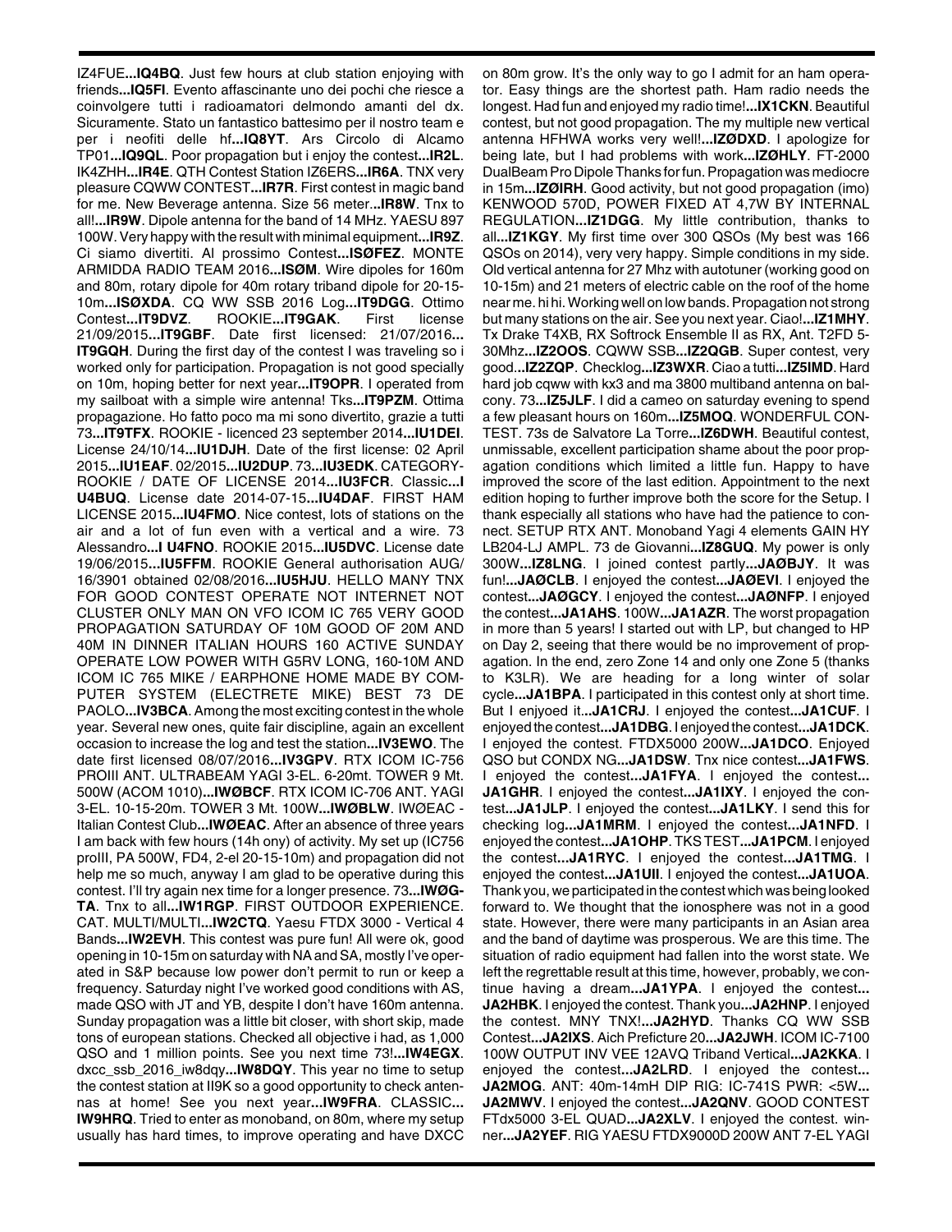IZ4FUE**...IQ4BQ**. Just few hours at club station enjoying with friends**...IQ5FI**. Evento affascinante uno dei pochi che riesce a coinvolgere tutti i radioamatori delmondo amanti del dx. Sicuramente. Stato un fantastico battesimo per il nostro team e per i neofiti delle hf**...IQ8YT**. Ars Circolo di Alcamo TP01**...IQ9QL**. Poor propagation but i enjoy the contest**...IR2L**. IK4ZHH**...IR4E**. QTH Contest Station IZ6ERS**...IR6A**. TNX very pleasure CQWW CONTEST**...IR7R**. First contest in magic band for me. New Beverage antenna. Size 56 meter**...IR8W**. Tnx to all!**...IR9W**. Dipole antenna for the band of 14 MHz. YAESU 897 100W. Very happy with the result with minimal equipment**...IR9Z**. Ci siamo divertiti. Al prossimo Contest**...ISØFEZ**. MONTE ARMIDDA RADIO TEAM 2016**...ISØM**. Wire dipoles for 160m and 80m, rotary dipole for 40m rotary triband dipole for 20-15-10m**...ISØXDA**. CQ WW SSB 2016 Log**...IT9DGG**. Ottimo Contest**...IT9DVZ**. ROOKIE**...IT9GAK**. First license 21/09/2015**...IT9GBF**. Date first licensed: 21/07/2016**... IT9GQH**. During the first day of the contest I was traveling so i worked only for participation. Propagation is not good specially on 10m, hoping better for next year**...IT9OPR**. I operated from my sailboat with a simple wire antenna! Tks**...IT9PZM**. Ottima propagazione. Ho fatto poco ma mi sono divertito, grazie a tutti 73**...IT9TFX**. ROOKIE - licenced 23 september 2014**...IU1DEI**. License 24/10/14**...IU1DJH**. Date of the first license: 02 April 2015**...IU1EAF**. 02/2015**...IU2DUP**. 73**...IU3EDK**. CATEGORY-ROOKIE / DATE OF LICENSE 2014**...IU3FCR**. Classic**...I U4BUQ**. License date 2014-07-15**...IU4DAF**. FIRST HAM LICENSE 2015**...IU4FMO**. Nice contest, lots of stations on the air and a lot of fun even with a vertical and a wire. 73 Alessandro**...I U4FNO**. ROOKIE 2015**...IU5DVC**. License date 19/06/2015**...IU5FFM**. ROOKIE General authorisation AUG/ 16/3901 obtained 02/08/2016**...IU5HJU**. HELLO MANY TNX FOR GOOD CONTEST OPERATE NOT INTERNET NOT CLUSTER ONLY MAN ON VFO ICOM IC 765 VERY GOOD PROPAGATION SATURDAY OF 10M GOOD OF 20M AND 40M IN DINNER ITALIAN HOURS 160 ACTIVE SUNDAY OPERATE LOW POWER WITH G5RV LONG, 160-10M AND ICOM IC 765 MIKE / EARPHONE HOME MADE BY COMPUTER SYSTEM (ELECTRETE MIKE) BEST 73 DE PAOLO**...IV3BCA**. Among the most exciting contest in the whole year. Several new ones, quite fair discipline, again an excellent occasion to increase the log and test the station**...IV3EWO**. The date first licensed 08/07/2016**...IV3GPV**. RTX ICOM IC-756 PROIII ANT. ULTRABEAM YAGI 3-EL. 6-20mt. TOWER 9 Mt. 500W (ACOM 1010)**...IWØBCF**. RTX ICOM IC-706 ANT. YAGI 3-EL. 10-15-20m. TOWER 3 Mt. 100W**...IWØBLW**. IWØEAC - Italian Contest Club**...IWØEAC**. After an absence of three years I am back with few hours (14h ony) of activity. My set up (IC756 proIII, PA 500W, FD4, 2-el 20-15-10m) and propagation did not help me so much, anyway I am glad to be operative during this contest. I'll try again nex time for a longer presence. 73**...IWØG-TA**. Tnx to all**...IW1RGP**. FIRST OUTDOOR EXPERIENCE. CAT. MULTI/MULTI**...IW2CTQ**. Yaesu FTDX 3000 - Vertical 4 Bands**...IW2EVH**. This contest was pure fun! All were ok, good opening in 10-15m on saturday with NA and SA, mostly I've operated in S&P because low power don't permit to run or keep a frequency. Saturday night I've worked good conditions with AS, made QSO with JT and YB, despite I don't have 160m antenna. Sunday propagation was a little bit closer, with short skip, made tons of european stations. Checked all objective i had, as 1,000 QSO and 1 million points. See you next time 73!**...IW4EGX**. dxcc_ssb_2016_iw8dqy**...IW8DQY**. This year no time to setup the contest station at II9K so a good opportunity to check antennas at home! See you next year**...IW9FRA**. CLASSIC**... IW9HRQ**. Tried to enter as monoband, on 80m, where my setup usually has hard times, to improve operating and have DXCC on 80m grow. It's the only way to go I admit for an ham operator. Easy things are the shortest path. Ham radio needs the longest. Had fun and enjoyed my radio time!**...IX1CKN**. Beautiful contest, but not good propagation. The my multiple new vertical antenna HFHWA works very well!**...IZØDXD**. I apologize for being late, but I had problems with work**...IZØHLY**. FT-2000 DualBeam Pro Dipole Thanks for fun. Propagation was mediocre in 15m**...IZØIRH**. Good activity, but not good propagation (imo) KENWOOD 570D, POWER FIXED AT 4,7W BY INTERNAL REGULATION**...IZ1DGG**. My little contribution, thanks to all**...IZ1KGY**. My first time over 300 QSOs (My best was 166 QSOs on 2014), very very happy. Simple conditions in my side. Old vertical antenna for 27 Mhz with autotuner (working good on 10-15m) and 21 meters of electric cable on the roof of the home near me. hi hi. Working well on low bands. Propagation not strong but many stations on the air. See you next year. Ciao!**...IZ1MHY**. Tx Drake T4XB, RX Softrock Ensemble II as RX, Ant. T2FD 5-30Mhz**...IZ2OOS**. CQWW SSB**...IZ2QGB**. Super contest, very good**...IZ2ZQP**. Checklog**...IZ3WXR**. Ciao a tutti**...IZ5IMD**. Hard hard job cqww with kx3 and ma 3800 multiband antenna on balcony. 73**...IZ5JLF**. I did a cameo on saturday evening to spend a few pleasant hours on 160m**...IZ5MOQ**. WONDERFUL CONTEST. 73s de Salvatore La Torre**...IZ6DWH**. Beautiful contest, unmissable, excellent participation shame about the poor propagation conditions which limited a little fun. Happy to have improved the score of the last edition. Appointment to the next edition hoping to further improve both the score for the Setup. I thank especially all stations who have had the patience to connect. SETUP RTX ANT. Monoband Yagi 4 elements GAIN HY LB204-LJ AMPL. 73 de Giovanni**...IZ8GUQ**. My power is only 300W**...IZ8LNG**. I joined contest partly**...JAØBJY**. It was fun!**...JAØCLB**. I enjoyed the contest**...JAØEVI**. I enjoyed the contest**...JAØGCY**. I enjoyed the contest**...JAØNFP**. I enjoyed the contest**...JA1AHS**. 100W**...JA1AZR**. The worst propagation in more than 5 years! I started out with LP, but changed to HP on Day 2, seeing that there would be no improvement of propagation. In the end, zero Zone 14 and only one Zone 5 (thanks to K3LR). We are heading for a long winter of solar cycle**...JA1BPA**. I participated in this contest only at short time. But I enjyoed it**...JA1CRJ**. I enjoyed the contest**...JA1CUF**. I enjoyed the contest**...JA1DBG**. I enjoyed the contest**...JA1DCK**. I enjoyed the contest. FTDX5000 200W**...JA1DCO**. Enjoyed QSO but CONDX NG**...JA1DSW**. Tnx nice contest**...JA1FWS**. I enjoyed the contest**...JA1FYA**. I enjoyed the contest**... JA1GHR**. I enjoyed the contest**...JA1IXY**. I enjoyed the contest**...JA1JLP**. I enjoyed the contest**...JA1LKY**. I send this for checking log**...JA1MRM**. I enjoyed the contest**...JA1NFD**. I enjoyed the contest**...JA1OHP**. TKS TEST**...JA1PCM**. I enjoyed the contest**...JA1RYC**. I enjoyed the contest**...JA1TMG**. I enjoyed the contest**...JA1UII**. I enjoyed the contest**...JA1UOA**. Thank you, we participated in the contest which was being looked forward to. We thought that the ionosphere was not in a good state. However, there were many participants in an Asian area and the band of daytime was prosperous. We are this time. The situation of radio equipment had fallen into the worst state. We left the regrettable result at this time, however, probably, we continue having a dream**...JA1YPA**. I enjoyed the contest**... JA2HBK**. I enjoyed the contest. Thank you**...JA2HNP**. I enjoyed the contest. MNY TNX!**...JA2HYD**. Thanks CQ WW SSB Contest**...JA2IXS**. Aich Prefricture 20**...JA2JWH**. ICOM IC-7100 100W OUTPUT INV VEE 12AVQ Triband Vertical**...JA2KKA**. I enjoyed the contest**...JA2LRD**. I enjoyed the contest**... JA2MOG**. ANT: 40m-14mH DIP RIG: IC-741S PWR: <5W**... JA2MWV**. I enjoyed the contest**...JA2QNV**. GOOD CONTEST FTdx5000 3-EL QUAD**...JA2XLV**. I enjoyed the contest. winner**...JA2YEF**. RIG YAESU FTDX9000D 200W ANT 7-EL YAGI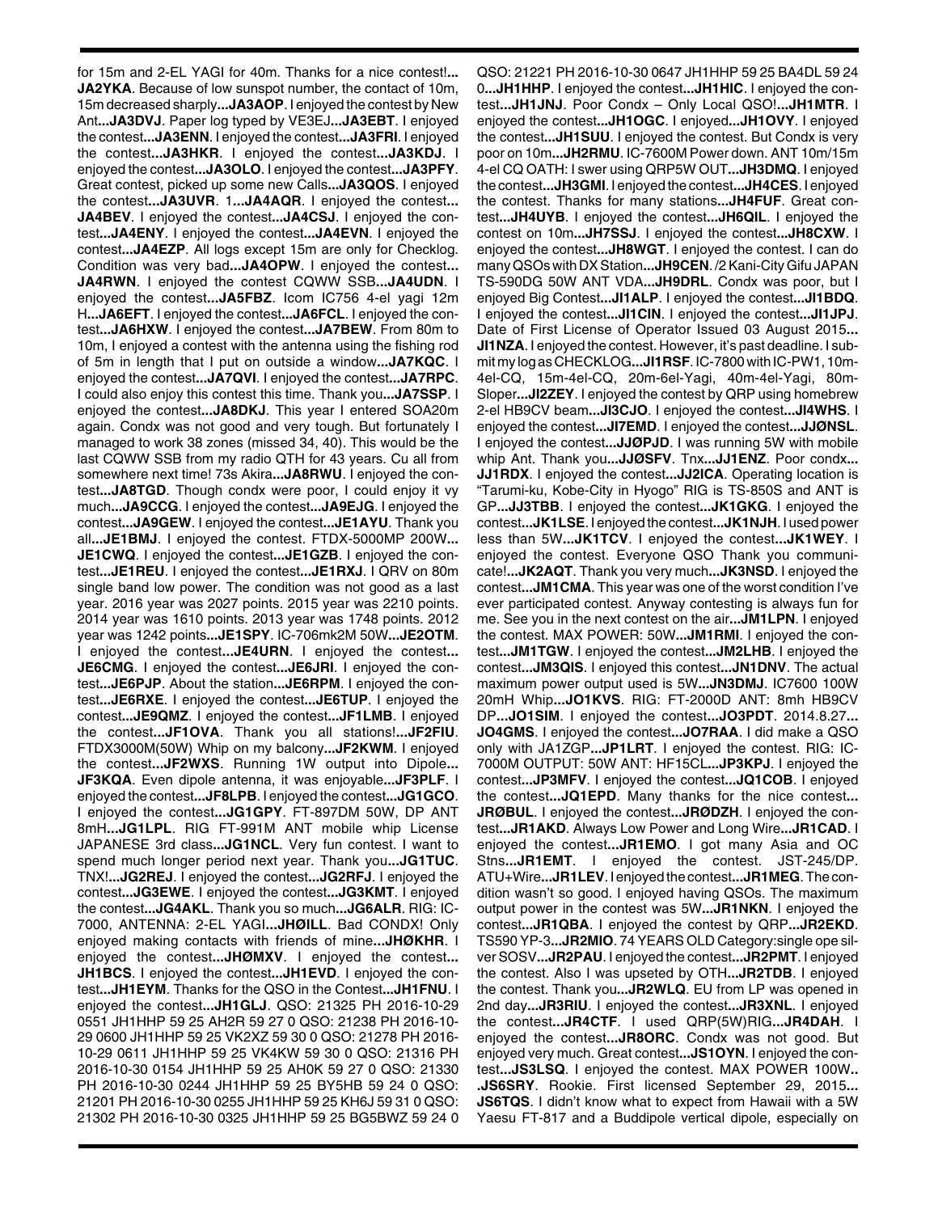for 15m and 2-EL YAGI for 40m. Thanks for a nice contest!...**JA2YKA**. Because of low sunspot number, the contact of 10m, 15m decreased sharply...**JA3AOP**. I enjoyed the contest by New Ant...**JA3DVJ**. Paper log typed by VE3EJ...**JA3EBT**. I enjoyed the contest...**JA3ENN**. I enjoyed the contest...**JA3FRI**. I enjoyed the contest...**JA3HKR**. I enjoyed the contest...**JA3KDJ**. I enjoyed the contest...**JA3OLO**. I enjoyed the contest...**JA3PFY**. Great contest, picked up some new Calls...**JA3QOS**. I enjoyed the contest...**JA3UVR**. 1...**JA4AQR**. I enjoyed the contest...**JA4BEV**. I enjoyed the contest...**JA4CSJ**. I enjoyed the contest...**JA4ENY**. I enjoyed the contest...**JA4EVN**. I enjoyed the contest...**JA4EZP**. All logs except 15m are only for Checklog. Condition was very bad...**JA4OPW**. I enjoyed the contest...**JA4RWN**. I enjoyed the contest CQWW SSB...**JA4UDN**. I enjoyed the contest...**JA5FBZ**. Icom IC756 4-el yagi 12m H...**JA6EFT**. I enjoyed the contest...**JA6FCL**. I enjoyed the contest...**JA6HXW**. I enjoyed the contest...**JA7BEW**. From 80m to 10m, I enjoyed a contest with the antenna using the fishing rod of 5m in length that I put on outside a window...**JA7KQC**. I enjoyed the contest...**JA7QVI**. I enjoyed the contest...**JA7RPC**. I could also enjoy this contest this time. Thank you...**JA7SSP**. I enjoyed the contest...**JA8DKJ**. This year I entered SOA20m again. Condx was not good and very tough. But fortunately I managed to work 38 zones (missed 34, 40). This would be the last CQWW SSB from my radio QTH for 43 years. Cu all from somewhere next time! 73s Akira...**JA8RWU**. I enjoyed the contest...**JA8TGD**. Though condx were poor, I could enjoy it vy much...**JA9CCG**. I enjoyed the contest...**JA9EJG**. I enjoyed the contest...**JA9GEW**. I enjoyed the contest...**JE1AYU**. Thank you all...**JE1BMJ**. I enjoyed the contest. FTDX-5000MP 200W...**JE1CWQ**. I enjoyed the contest...**JE1GZB**. I enjoyed the contest...**JE1REU**. I enjoyed the contest...**JE1RXJ**. I QRV on 80m single band low power. The condition was not good as a last year. 2016 year was 2027 points. 2015 year was 2210 points. 2014 year was 1610 points. 2013 year was 1748 points. 2012 year was 1242 points...**JE1SPY**. IC-706mk2M 50W...**JE2OTM**. I enjoyed the contest...**JE4URN**. I enjoyed the contest...**JE6CMG**. I enjoyed the contest...**JE6JRI**. I enjoyed the contest...**JE6PJP**. About the station...**JE6RPM**. I enjoyed the contest...**JE6RXE**. I enjoyed the contest...**JE6TUP**. I enjoyed the contest...**JE9QMZ**. I enjoyed the contest...**JF1LMB**. I enjoyed the contest...**JF1OVA**. Thank you all stations!...**JF2FIU**. FTDX3000M(50W) Whip on my balcony...**JF2KWM**. I enjoyed the contest...**JF2WXS**. Running 1W output into Dipole...**JF3KQA**. Even dipole antenna, it was enjoyable...**JF3PLF**. I enjoyed the contest...**JF8LPB**. I enjoyed the contest...**JG1GCO**. I enjoyed the contest...**JG1GPY**. FT-897DM 50W, DP ANT 8mH...**JG1LPL**. RIG FT-991M ANT mobile whip License JAPANESE 3rd class...**JG1NCL**. Very fun contest. I want to spend much longer period next year. Thank you...**JG1TUC**. TNX!...**JG2REJ**. I enjoyed the contest...**JG2RFJ**. I enjoyed the contest...**JG3EWE**. I enjoyed the contest...**JG3KMT**. I enjoyed the contest...**JG4AKL**. Thank you so much...**JG6ALR**. RIG: IC-7000, ANTENNA: 2-EL YAGI...**JHØILL**. Bad CONDX! Only enjoyed making contacts with friends of mine...**JHØKHR**. I enjoyed the contest...**JHØMXV**. I enjoyed the contest...**JH1BCS**. I enjoyed the contest...**JH1EVD**. I enjoyed the contest...**JH1EYM**. Thanks for the QSO in the Contest...**JH1FNU**. I enjoyed the contest...**JH1GLJ**. QSO: 21325 PH 2016-10-29 0551 JH1HHP 59 25 AH2R 59 27 0 QSO: 21238 PH 2016-10-29 0600 JH1HHP 59 25 VK2XZ 59 30 0 QSO: 21278 PH 2016-10-29 0611 JH1HHP 59 25 VK4KW 59 30 0 QSO: 21316 PH 2016-10-30 0154 JH1HHP 59 25 AH0K 59 27 0 QSO: 21330 PH 2016-10-30 0244 JH1HHP 59 25 BY5HB 59 24 0 QSO: 21201 PH 2016-10-30 0255 JH1HHP 59 25 KH6J 59 31 0 QSO: 21302 PH 2016-10-30 0325 JH1HHP 59 25 BG5BWZ 59 24 0 QSO: 21221 PH 2016-10-30 0647 JH1HHP 59 25 BA4DL 59 24 0...**JH1HHP**. I enjoyed the contest...**JH1HIC**. I enjoyed the contest...**JH1JNJ**. Poor Condx – Only Local QSO!...**JH1MTR**. I enjoyed the contest...**JH1OGC**. I enjoyed...**JH1OVY**. I enjoyed the contest...**JH1SUU**. I enjoyed the contest. But Condx is very poor on 10m...**JH2RMU**. IC-7600M Power down. ANT 10m/15m 4-el CQ OATH: I swer using QRP5W OUT...**JH3DMQ**. I enjoyed the contest...**JH3GMI**. I enjoyed the contest...**JH4CES**. I enjoyed the contest. Thanks for many stations...**JH4FUF**. Great contest...**JH4UYB**. I enjoyed the contest...**JH6QIL**. I enjoyed the contest on 10m...**JH7SSJ**. I enjoyed the contest...**JH8CXW**. I enjoyed the contest...**JH8WGT**. I enjoyed the contest. I can do many QSOs with DX Station...**JH9CEN**. /2 Kani-City Gifu JAPAN TS-590DG 50W ANT VDA...**JH9DRL**. Condx was poor, but I enjoyed Big Contest...**JI1ALP**. I enjoyed the contest...**JI1BDQ**. I enjoyed the contest...**JI1CIN**. I enjoyed the contest...**JI1JPJ**. Date of First License of Operator Issued 03 August 2015...**JI1NZA**. I enjoyed the contest. However, it's past deadline. I submit my log as CHECKLOG...**JI1RSF**. IC-7800 with IC-PW1, 10m-4el-CQ, 15m-4el-CQ, 20m-6el-Yagi, 40m-4el-Yagi, 80m-Sloper...**JI2ZEY**. I enjoyed the contest by QRP using homebrew 2-el HB9CV beam...**JI3CJO**. I enjoyed the contest...**JI4WHS**. I enjoyed the contest...**JI7EMD**. I enjoyed the contest...**JJØNSL**. I enjoyed the contest...**JJØPJD**. I was running 5W with mobile whip Ant. Thank you...**JJØSFV**. Tnx...**JJ1ENZ**. Poor condx...**JJ1RDX**. I enjoyed the contest...**JJ2ICA**. Operating location is "Tarumi-ku, Kobe-City in Hyogo" RIG is TS-850S and ANT is GP...**JJ3TBB**. I enjoyed the contest...**JK1GKG**. I enjoyed the contest...**JK1LSE**. I enjoyed the contest...**JK1NJH**. I used power less than 5W...**JK1TCV**. I enjoyed the contest...**JK1WEY**. I enjoyed the contest. Everyone QSO Thank you communicate!...**JK2AQT**. Thank you very much...**JK3NSD**. I enjoyed the contest...**JM1CMA**. This year was one of the worst condition I've ever participated contest. Anyway contesting is always fun for me. See you in the next contest on the air...**JM1LPN**. I enjoyed the contest. MAX POWER: 50W...**JM1RMI**. I enjoyed the contest...**JM1TGW**. I enjoyed the contest...**JM2LHB**. I enjoyed the contest...**JM3QIS**. I enjoyed this contest...**JN1DNV**. The actual maximum power output used is 5W...**JN3DMJ**. IC7600 100W 20mH Whip...**JO1KVS**. RIG: FT-2000D ANT: 8mh HB9CV DP...**JO1SIM**. I enjoyed the contest...**JO3PDT**. 2014.8.27...**JO4GMS**. I enjoyed the contest...**JO7RAA**. I did make a QSO only with JA1ZGP...**JP1LRT**. I enjoyed the contest. RIG: IC-7000M OUTPUT: 50W ANT: HF15CL...**JP3KPJ**. I enjoyed the contest...**JP3MFV**. I enjoyed the contest...**JQ1COB**. I enjoyed the contest...**JQ1EPD**. Many thanks for the nice contest...**JRØBUL**. I enjoyed the contest...**JRØDZH**. I enjoyed the contest...**JR1AKD**. Always Low Power and Long Wire...**JR1CAD**. I enjoyed the contest...**JR1EMO**. I got many Asia and OC Stns...**JR1EMT**. I enjoyed the contest. JST-245/DP. ATU+Wire...**JR1LEV**. I enjoyed the contest...**JR1MEG**. The condition wasn't so good. I enjoyed having QSOs. The maximum output power in the contest was 5W...**JR1NKN**. I enjoyed the contest...**JR1QBA**. I enjoyed the contest by QRP...**JR2EKD**. TS590 YP-3...**JR2MIO**. 74 YEARS OLD Category:single ope silver SOSV...**JR2PAU**. I enjoyed the contest...**JR2PMT**. I enjoyed the contest. Also I was upseted by OTH...**JR2TDB**. I enjoyed the contest. Thank you...**JR2WLQ**. EU from LP was opened in 2nd day...**JR3RIU**. I enjoyed the contest...**JR3XNL**. I enjoyed the contest...**JR4CTF**. I used QRP(5W)RIG...**JR4DAH**. I enjoyed the contest...**JR8ORC**. Condx was not good. But enjoyed very much. Great contest...**JS1OYN**. I enjoyed the contest...**JS3LSQ**. I enjoyed the contest. MAX POWER 100W...**JS6SRY**. Rookie. First licensed September 29, 2015...**JS6TQS**. I didn't know what to expect from Hawaii with a 5W Yaesu FT-817 and a Buddipole vertical dipole, especially on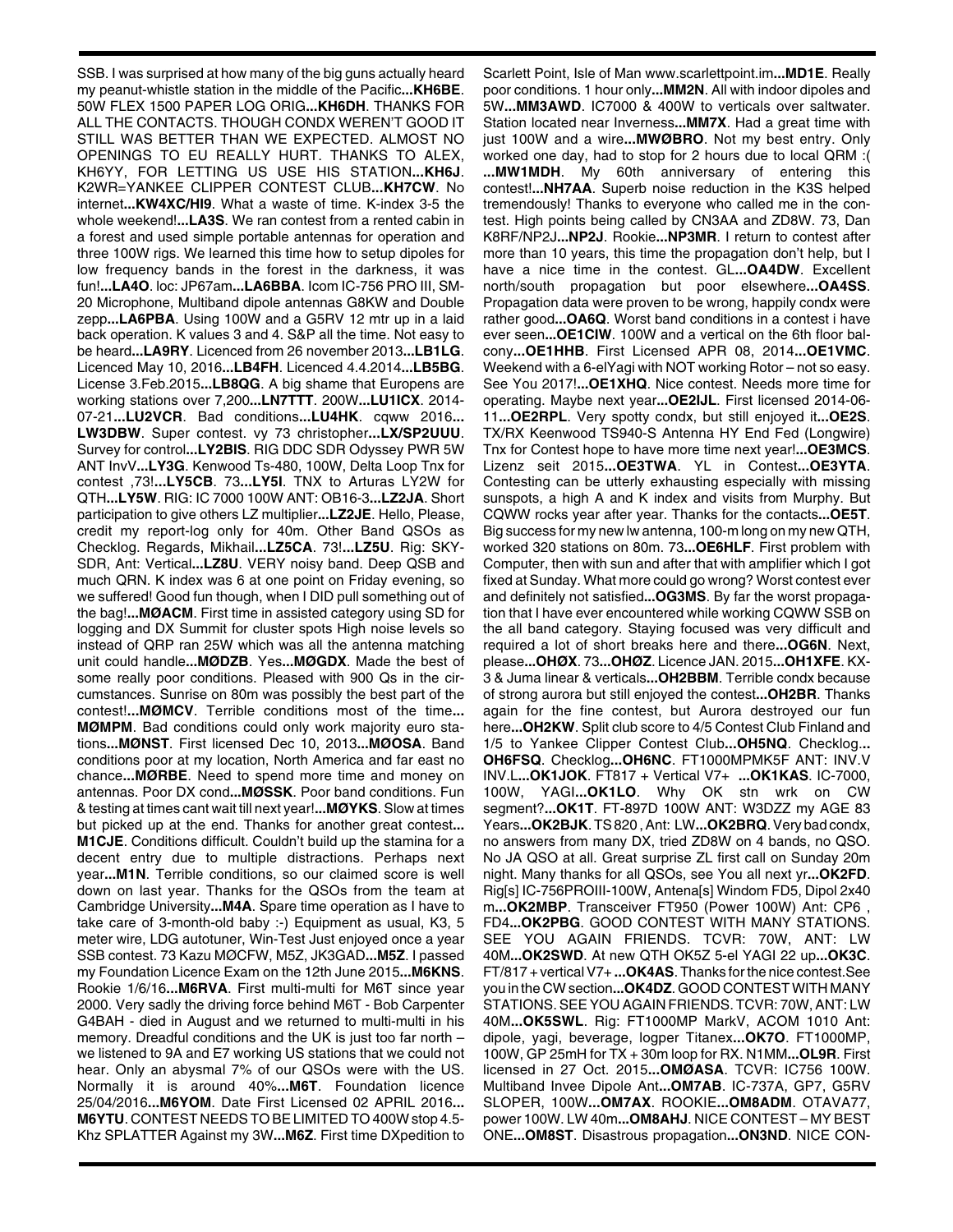SSB. I was surprised at how many of the big guns actually heard my peanut-whistle station in the middle of the Pacific...**KH6BE**. 50W FLEX 1500 PAPER LOG ORIG...**KH6DH**. THANKS FOR ALL THE CONTACTS. THOUGH CONDX WEREN'T GOOD IT STILL WAS BETTER THAN WE EXPECTED. ALMOST NO OPENINGS TO EU REALLY HURT. THANKS TO ALEX, KH6YY, FOR LETTING US USE HIS STATION...**KH6J**. K2WR=YANKEE CLIPPER CONTEST CLUB...**KH7CW**. No internet...**KW4XC/HI9**. What a waste of time. K-index 3-5 the whole weekend!...**LA3S**. We ran contest from a rented cabin in a forest and used simple portable antennas for operation and three 100W rigs. We learned this time how to setup dipoles for low frequency bands in the forest in the darkness, it was fun!...**LA4O**. loc: JP67am...**LA6BBA**. Icom IC-756 PRO III, SM-20 Microphone, Multiband dipole antennas G8KW and Double zepp...**LA6PBA**. Using 100W and a G5RV 12 mtr up in a laid back operation. K values 3 and 4. S&P all the time. Not easy to be heard...**LA9RY**. Licenced from 26 november 2013...**LB1LG**. Licenced May 10, 2016...**LB4FH**. Licenced 4.4.2014...**LB5BG**. License 3.Feb.2015...**LB8QG**. A big shame that Europens are working stations over 7,200...**LN7TTT**. 200W...**LU1ICX**. 2014-07-21...**LU2VCR**. Bad conditions...**LU4HK**. cqww 2016...**LW3DBW**. Super contest. vy 73 christopher...**LX/SP2UUU**. Survey for control...**LY2BIS**. RIG DDC SDR Odyssey PWR 5W ANT InvV...**LY3G**. Kenwood Ts-480, 100W, Delta Loop Tnx for contest ,73!...**LY5CB**. 73...**LY5I**. TNX to Arturas LY2W for QTH...**LY5W**. RIG: IC 7000 100W ANT: OB16-3...**LZ2JA**. Short participation to give others LZ multiplier...**LZ2JE**. Hello, Please, credit my report-log only for 40m. Other Band QSOs as Checklog. Regards, Mikhail...**LZ5CA**. 73!...**LZ5U**. Rig: SKY-SDR, Ant: Vertical...**LZ8U**. VERY noisy band. Deep QSB and much QRN. K index was 6 at one point on Friday evening, so we suffered! Good fun though, when I DID pull something out of the bag!...**MØACM**. First time in assisted category using SD for logging and DX Summit for cluster spots High noise levels so instead of QRP ran 25W which was all the antenna matching unit could handle...**MØDZB**. Yes...**MØGDX**. Made the best of some really poor conditions. Pleased with 900 Qs in the circumstances. Sunrise on 80m was possibly the best part of the contest!...**MØMCV**. Terrible conditions most of the time...**MØMPM**. Bad conditions could only work majority euro stations...**MØNST**. First licensed Dec 10, 2013...**MØOSA**. Band conditions poor at my location, North America and far east no chance...**MØRBE**. Need to spend more time and money on antennas. Poor DX cond...**MØSSK**. Poor band conditions. Fun & testing at times cant wait till next year!...**MØYKS**. Slow at times but picked up at the end. Thanks for another great contest...**M1CJE**. Conditions difficult. Couldn't build up the stamina for a decent entry due to multiple distractions. Perhaps next year...**M1N**. Terrible conditions, so our claimed score is well down on last year. Thanks for the QSOs from the team at Cambridge University...**M4A**. Spare time operation as I have to take care of 3-month-old baby :-) Equipment as usual, K3, 5 meter wire, LDG autotuner, Win-Test Just enjoyed once a year SSB contest. 73 Kazu MØCFW, M5Z, JK3GAD...**M5Z**. I passed my Foundation Licence Exam on the 12th June 2015...**M6KNS**. Rookie 1/6/16...**M6RVA**. First multi-multi for M6T since year 2000. Very sadly the driving force behind M6T - Bob Carpenter G4BAH - died in August and we returned to multi-multi in his memory. Dreadful conditions and the UK is just too far north – we listened to 9A and E7 working US stations that we could not hear. Only an abysmal 7% of our QSOs were with the US. Normally it is around 40%...**M6T**. Foundation licence 25/04/2016...**M6YOM**. Date First Licensed 02 APRIL 2016...**M6YTU**. CONTEST NEEDS TO BE LIMITED TO 400W stop 4.5-Khz SPLATTER Against my 3W...**M6Z**. First time DXpedition to Scarlett Point, Isle of Man www.scarlettpoint.im...**MD1E**. Really poor conditions. 1 hour only...**MM2N**. All with indoor dipoles and 5W...**MM3AWD**. IC7000 & 400W to verticals over saltwater. Station located near Inverness...**MM7X**. Had a great time with just 100W and a wire...**MWØBRO**. Not my best entry. Only worked one day, had to stop for 2 hours due to local QRM :( ...**MW1MDH**. My 60th anniversary of entering this contest!...**NH7AA**. Superb noise reduction in the K3S helped tremendously! Thanks to everyone who called me in the contest. High points being called by CN3AA and ZD8W. 73, Dan K8RF/NP2J...**NP2J**. Rookie...**NP3MR**. I return to contest after more than 10 years, this time the propagation don't help, but I have a nice time in the contest. GL...**OA4DW**. Excellent north/south propagation but poor elsewhere...**OA4SS**. Propagation data were proven to be wrong, happily condx were rather good...**OA6Q**. Worst band conditions in a contest i have ever seen...**OE1CIW**. 100W and a vertical on the 6th floor balcony...**OE1HHB**. First Licensed APR 08, 2014...**OE1VMC**. Weekend with a 6-elYagi with NOT working Rotor – not so easy. See You 2017!...**OE1XHQ**. Nice contest. Needs more time for operating. Maybe next year...**OE2IJL**. First licensed 2014-06-11...**OE2RPL**. Very spotty condx, but still enjoyed it...**OE2S**. TX/RX Keenwood TS940-S Antenna HY End Fed (Longwire) Tnx for Contest hope to have more time next year!...**OE3MCS**. Lizenz seit 2015...**OE3TWA**. YL in Contest...**OE3YTA**. Contesting can be utterly exhausting especially with missing sunspots, a high A and K index and visits from Murphy. But CQWW rocks year after year. Thanks for the contacts...**OE5T**. Big success for my new lw antenna, 100-m long on my new QTH, worked 320 stations on 80m. 73...**OE6HLF**. First problem with Computer, then with sun and after that with amplifier which I got fixed at Sunday. What more could go wrong? Worst contest ever and definitely not satisfied...**OG3MS**. By far the worst propagation that I have ever encountered while working CQWW SSB on the all band category. Staying focused was very difficult and required a lot of short breaks here and there...**OG6N**. Next, please...**OHØX**. 73...**OHØZ**. Licence JAN. 2015...**OH1XFE**. KX-3 & Juma linear & verticals...**OH2BBM**. Terrible condx because of strong aurora but still enjoyed the contest...**OH2BR**. Thanks again for the fine contest, but Aurora destroyed our fun here...**OH2KW**. Split club score to 4/5 Contest Club Finland and 1/5 to Yankee Clipper Contest Club...**OH5NQ**. Checklog...**OH6FSQ**. Checklog...**OH6NC**. FT1000MPMK5F ANT: INV.V INV.L...**OK1JOK**. FT817 + Vertical V7+ ...**OK1KAS**. IC-7000, 100W, YAGI...**OK1LO**. Why OK stn wrk on CW segment?...**OK1T**. FT-897D 100W ANT: W3DZZ my AGE 83 Years...**OK2BJK**. TS 820 , Ant: LW...**OK2BRQ**. Very bad condx, no answers from many DX, tried ZD8W on 4 bands, no QSO. No JA QSO at all. Great surprise ZL first call on Sunday 20m night. Many thanks for all QSOs, see You all next yr...**OK2FD**. Rig[s] IC-756PROIII-100W, Antena[s] Windom FD5, Dipol 2x40 m...**OK2MBP**. Transceiver FT950 (Power 100W) Ant: CP6 , FD4...**OK2PBG**. GOOD CONTEST WITH MANY STATIONS. SEE YOU AGAIN FRIENDS. TCVR: 70W, ANT: LW 40M...**OK2SWD**. At new QTH OK5Z 5-el YAGI 22 up...**OK3C**. FT/817 + vertical V7+ ...**OK4AS**. Thanks for the nice contest.See you in the CW section...**OK4DZ**. GOOD CONTEST WITH MANY STATIONS. SEE YOU AGAIN FRIENDS. TCVR: 70W, ANT: LW 40M...**OK5SWL**. Rig: FT1000MP MarkV, ACOM 1010 Ant: dipole, yagi, beverage, logper Titanex...**OK7O**. FT1000MP, 100W, GP 25mH for TX + 30m loop for RX. N1MM...**OL9R**. First licensed in 27 Oct. 2015...**OMØASA**. TCVR: IC756 100W. Multiband Invee Dipole Ant...**OM7AB**. IC-737A, GP7, G5RV SLOPER, 100W...**OM7AX**. ROOKIE...**OM8ADM**. OTAVA77, power 100W. LW 40m...**OM8AHJ**. NICE CONTEST – MY BEST ONE...**OM8ST**. Disastrous propagation...**ON3ND**. NICE CON-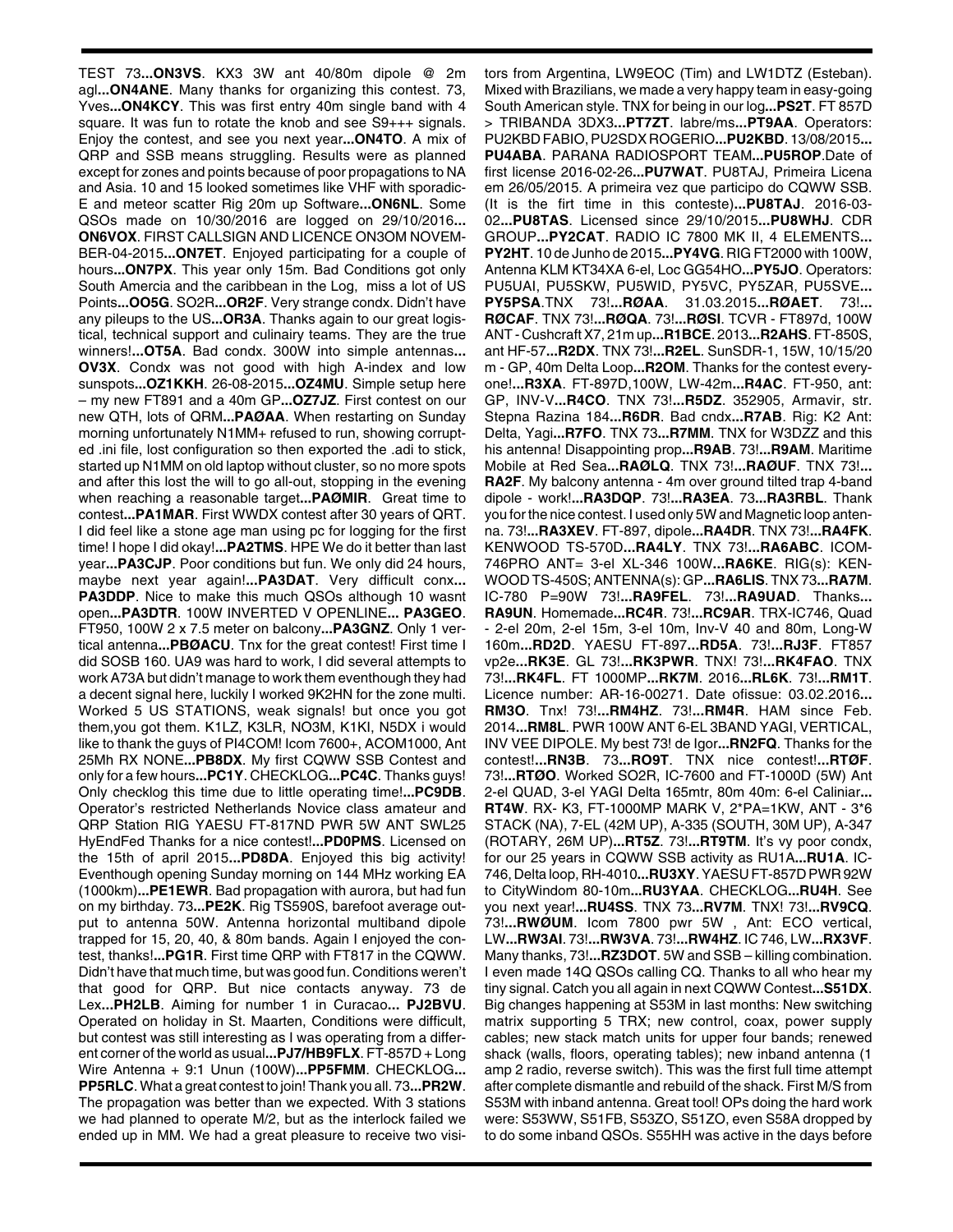TEST 73...**ON3VS**. KX3 3W ant 40/80m dipole @ 2m agl...**ON4ANE**. Many thanks for organizing this contest. 73, Yves...**ON4KCY**. This was first entry 40m single band with 4 square. It was fun to rotate the knob and see S9+++ signals. Enjoy the contest, and see you next year...**ON4TO**. A mix of QRP and SSB means struggling. Results were as planned except for zones and points because of poor propagations to NA and Asia. 10 and 15 looked sometimes like VHF with sporadic-E and meteor scatter Rig 20m up Software...**ON6NL**. Some QSOs made on 10/30/2016 are logged on 29/10/2016...**ON6VOX**. FIRST CALLSIGN AND LICENCE ON3OM NOVEMBER-04-2015...**ON7ET**. Enjoyed participating for a couple of hours...**ON7PX**. This year only 15m. Bad Conditions got only South Amercia and the caribbean in the Log, miss a lot of US Points...**OO5G**. SO2R...**OR2F**. Very strange condx. Didn't have any pileups to the US...**OR3A**. Thanks again to our great logistical, technical support and culinairy teams. They are the true winners!...**OT5A**. Bad condx. 300W into simple antennas...**OV3X**. Condx was not good with high A-index and low sunspots...**OZ1KKH**. 26-08-2015...**OZ4MU**. Simple setup here – my new FT891 and a 40m GP...**OZ7JZ**. First contest on our new QTH, lots of QRM...**PAØAA**. When restarting on Sunday morning unfortunately N1MM+ refused to run, showing corrupted .ini file, lost configuration so then exported the .adi to stick, started up N1MM on old laptop without cluster, so no more spots and after this lost the will to go all-out, stopping in the evening when reaching a reasonable target...**PAØMIR**. Great time to contest...**PA1MAR**. First WWDX contest after 30 years of QRT. I did feel like a stone age man using pc for logging for the first time! I hope I did okay!...**PA2TMS**. HPE We do it better than last year...**PA3CJP**. Poor conditions but fun. We only did 24 hours, maybe next year again!...**PA3DAT**. Very difficult conx...**PA3DDP**. Nice to make this much QSOs although 10 wasnt open...**PA3DTR**. 100W INVERTED V OPENLINE... **PA3GEO**. FT950, 100W 2 x 7.5 meter on balcony...**PA3GNZ**. Only 1 vertical antenna...**PBØACU**. Tnx for the great contest! First time I did SOSB 160. UA9 was hard to work, I did several attempts to work A73A but didn't manage to work them eventhough they had a decent signal here, luckily I worked 9K2HN for the zone multi. Worked 5 US STATIONS, weak signals! but once you got them,you got them. K1LZ, K3LR, NO3M, K1KI, N5DX i would like to thank the guys of PI4COM! Icom 7600+, ACOM1000, Ant 25Mh RX NONE...**PB8DX**. My first CQWW SSB Contest and only for a few hours...**PC1Y**. CHECKLOG...**PC4C**. Thanks guys! Only checklog this time due to little operating time!...**PC9DB**. Operator's restricted Netherlands Novice class amateur and QRP Station RIG YAESU FT-817ND PWR 5W ANT SWL25 HyEndFed Thanks for a nice contest!...**PD0PMS**. Licensed on the 15th of april 2015...**PD8DA**. Enjoyed this big activity! Eventhough opening Sunday morning on 144 MHz working EA (1000km)...**PE1EWR**. Bad propagation with aurora, but had fun on my birthday. 73...**PE2K**. Rig TS590S, barefoot average output to antenna 50W. Antenna horizontal multiband dipole trapped for 15, 20, 40, & 80m bands. Again I enjoyed the contest, thanks!...**PG1R**. First time QRP with FT817 in the CQWW. Didn't have that much time, but was good fun. Conditions weren't that good for QRP. But nice contacts anyway. 73 de Lex...**PH2LB**. Aiming for number 1 in Curacao... **PJ2BVU**. Operated on holiday in St. Maarten, Conditions were difficult, but contest was still interesting as I was operating from a different corner of the world as usual...**PJ7/HB9FLX**. FT-857D + Long Wire Antenna + 9:1 Unun (100W)...**PP5FMM**. CHECKLOG...**PP5RLC**. What a great contest to join! Thank you all. 73...**PR2W**. The propagation was better than we expected. With 3 stations we had planned to operate M/2, but as the interlock failed we ended up in MM. We had a great pleasure to receive two visitors from Argentina, LW9EOC (Tim) and LW1DTZ (Esteban). Mixed with Brazilians, we made a very happy team in easy-going South American style. TNX for being in our log...**PS2T**. FT 857D > TRIBANDA 3DX3...**PT7ZT**. labre/ms...**PT9AA**. Operators: PU2KBD FABIO, PU2SDX ROGERIO...**PU2KBD**. 13/08/2015...**PU4ABA**. PARANA RADIOSPORT TEAM...**PU5ROP**.Date of first license 2016-02-26...**PU7WAT**. PU8TAJ, Primeira Licena em 26/05/2015. A primeira vez que participo do CQWW SSB. (It is the firt time in this conteste)...**PU8TAJ**. 2016-03-02...**PU8TAS**. Licensed since 29/10/2015...**PU8WHJ**. CDR GROUP...**PY2CAT**. RADIO IC 7800 MK II, 4 ELEMENTS...**PY2HT**. 10 de Junho de 2015...**PY4VG**. RIG FT2000 with 100W, Antenna KLM KT34XA 6-el, Loc GG54HO...**PY5JO**. Operators: PU5UAI, PU5SKW, PU5WID, PY5VC, PY5ZAR, PU5SVE...**PY5PSA**.TNX 73!...**RØAA**. 31.03.2015...**RØAET**. 73!...**RØCAF**. TNX 73!...**RØQA**. 73!...**RØSI**. TCVR - FT897d, 100W ANT - Cushcraft X7, 21m up...**R1BCE**. 2013...**R2AHS**. FT-850S, ant HF-57...**R2DX**. TNX 73!...**R2EL**. SunSDR-1, 15W, 10/15/20 m - GP, 40m Delta Loop...**R2OM**. Thanks for the contest everyone!...**R3XA**. FT-897D,100W, LW-42m...**R4AC**. FT-950, ant: GP, INV-V...**R4CO**. TNX 73!...**R5DZ**. 352905, Armavir, str. Stepna Razina 184...**R6DR**. Bad cndx...**R7AB**. Rig: K2 Ant: Delta, Yagi...**R7FO**. TNX 73...**R7MM**. TNX for W3DZZ and this his antenna! Disappointing prop...**R9AB**. 73!...**R9AM**. Maritime Mobile at Red Sea...**RAØLQ**. TNX 73!...**RAØUF**. TNX 73!...**RA2F**. My balcony antenna - 4m over ground tilted trap 4-band dipole - work!...**RA3DQP**. 73!...**RA3EA**. 73...**RA3RBL**. Thank you for the nice contest. I used only 5W and Magnetic loop antenna. 73!...**RA3XEV**. FT-897, dipole...**RA4DR**. TNX 73!...**RA4FK**. KENWOOD TS-570D...**RA4LY**. TNX 73!...**RA6ABC**. ICOM-746PRO ANT= 3-el XL-346 100W...**RA6KE**. RIG(s): KENWOOD TS-450S; ANTENNA(s): GP...**RA6LIS**. TNX 73...**RA7M**. IC-780 P=90W 73!...**RA9FEL**. 73!...**RA9UAD**. Thanks...**RA9UN**. Homemade...**RC4R**. 73!...**RC9AR**. TRX-IC746, Quad - 2-el 20m, 2-el 15m, 3-el 10m, Inv-V 40 and 80m, Long-W 160m...**RD2D**. YAESU FT-897...**RD5A**. 73!...**RJ3F**. FT857 vp2e...**RK3E**. GL 73!...**RK3PWR**. TNX! 73!...**RK4FAO**. TNX 73!...**RK4FL**. FT 1000MP...**RK7M**. 2016...**RL6K**. 73!...**RM1T**. Licence number: AR-16-00271. Date ofissue: 03.02.2016...**RM3O**. Tnx! 73!...**RM4HZ**. 73!...**RM4R**. HAM since Feb. 2014...**RM8L**. PWR 100W ANT 6-EL 3BAND YAGI, VERTICAL, INV VEE DIPOLE. My best 73! de Igor...**RN2FQ**. Thanks for the contest!...**RN3B**. 73...**RO9T**. TNX nice contest!...**RTØF**. 73!...**RTØO**. Worked SO2R, IC-7600 and FT-1000D (5W) Ant 2-el QUAD, 3-el YAGI Delta 165mtr, 80m 40m: 6-el Caliniar... **RT4W**. RX- K3, FT-1000MP MARK V, 2*PA=1KW, ANT - 3*6 STACK (NA), 7-EL (42M UP), A-335 (SOUTH, 30M UP), A-347 (ROTARY, 26M UP)...**RT5Z**. 73!...**RT9TM**. It's vy poor condx, for our 25 years in CQWW SSB activity as RU1A...**RU1A**. IC-746, Delta loop, RH-4010...**RU3XY**. YAESU FT-857D PWR 92W to CityWindom 80-10m...**RU3YAA**. CHECKLOG...**RU4H**. See you next year!...**RU4SS**. TNX 73...**RV7M**. TNX! 73!...**RV9CQ**. 73!...**RWØUM**. Icom 7800 pwr 5W , Ant: ECO vertical, LW...**RW3AI**. 73!...**RW3VA**. 73!...**RW4HZ**. IC 746, LW...**RX3VF**. Many thanks, 73!...**RZ3DOT**. 5W and SSB – killing combination. I even made 14Q QSOs calling CQ. Thanks to all who hear my tiny signal. Catch you all again in next CQWW Contest...**S51DX**. Big changes happening at S53M in last months: New switching matrix supporting 5 TRX; new control, coax, power supply cables; new stack match units for upper four bands; renewed shack (walls, floors, operating tables); new inband antenna (1 amp 2 radio, reverse switch). This was the first full time attempt after complete dismantle and rebuild of the shack. First M/S from S53M with inband antenna. Great tool! OPs doing the hard work were: S53WW, S51FB, S53ZO, S51ZO, even S58A dropped by to do some inband QSOs. S55HH was active in the days before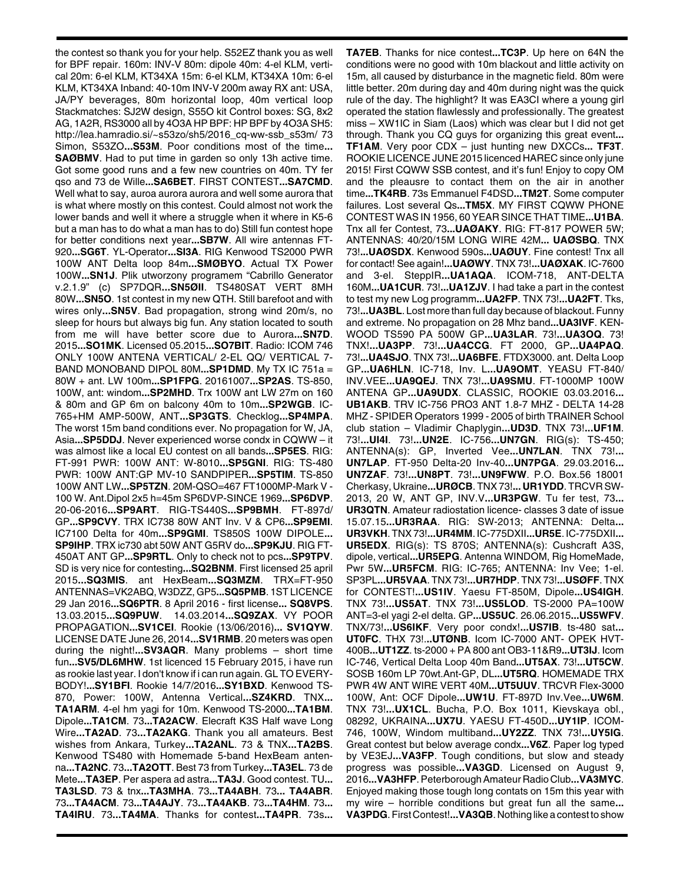the contest so thank you for your help. S52EZ thank you as well for BPF repair. 160m: INV-V 80m: dipole 40m: 4-el KLM, vertical 20m: 6-el KLM, KT34XA 15m: 6-el KLM, KT34XA 10m: 6-el KLM, KT34XA Inband: 40-10m INV-V 200m away RX ant: USA, JA/PY beverages, 80m horizontal loop, 40m vertical loop Stackmatches: SJ2W design, S55O kit Control boxes: SG, 8x2 AG, 1A2R, RS3000 all by 4O3A HP BPF: HP BPF by 4O3A SH5: http://lea.hamradio.si/~s53zo/sh5/2016_cq-ww-ssb_s53m/ 73 Simon, S53ZO**...S53M**. Poor conditions most of the time**... SAØBMV**. Had to put time in garden so only 13h active time. Got some good runs and a few new countries on 40m. TY fer qso and 73 de Wille**...SA6BET**. FIRST CONTEST**...SA7CMD**. Well what to say, auroa aurora aurora and well some aurora that is what where mostly on this contest. Could almost not work the lower bands and well it where a struggle when it where in K5-6 but a man has to do what a man has to do) Still fun contest hope for better conditions next year**...SB7W**. All wire antennas FT-920**...SG6T**. YL-Operator**...SI3A**. RIG Kenwood TS2000 PWR 100W ANT Delta loop 84m**...SMØBYO**. Actual TX Power 100W**...SN1J**. Plik utworzony programem "Cabrillo Generator v.2.1.9" (c) SP7DQR**...SN5ØII**. TS480SAT VERT 8MH 80W**...SN5O**. 1st contest in my new QTH. Still barefoot and with wires only**...SN5V**. Bad propagation, strong wind 20m/s, no sleep for hours but always big fun. Any station located to south from me will have better score due to Aurora**...SN7D**. 2015**...SO1MK**. Licensed 05.2015**...SO7BIT**. Radio: ICOM 746 ONLY 100W ANTENA VERTICAL/ 2-EL QQ/ VERTICAL 7-BAND MONOBAND DIPOL 80M**...SP1DMD**. My TX IC 751a = 80W + ant. LW 100m**...SP1FPG**. 20161007**...SP2AS**. TS-850, 100W, ant: windom**...SP2MHD**. Trx 100W ant LW 27m on 160 & 80m and GP 6m on balcony 40m to 10m**...SP2WGB**. IC-765+HM AMP-500W, ANT**...SP3GTS**. Checklog**...SP4MPA**. The worst 15m band conditions ever. No propagation for W, JA, Asia**...SP5DDJ**. Never experienced worse condx in CQWW – it was almost like a local EU contest on all bands**...SP5ES**. RIG: FT-991 PWR: 100W ANT: W-8010**...SP5GNI**. RIG: TS-480 PWR: 100W ANT:GP MV-10 SANDPIPER**...SP5TIM**. TS-850 100W ANT LW**...SP5TZN**. 20M-QSO=467 FT1000MP-Mark V - 100 W. Ant.Dipol 2x5 h=45m SP6DVP-SINCE 1969**...SP6DVP**. 20-06-2016**...SP9ART**. RIG-TS440S**...SP9BMH**. FT-897d/ GP**...SP9CVY**. TRX IC738 80W ANT Inv. V & CP6**...SP9EMI**. IC7100 Delta for 40m**...SP9GMI**. TS850S 100W DIPOLE**... SP9IHP**. TRX ic730 abt 50W ANT G5RV do**...SP9KJU**. RIG FT-450AT ANT GP**...SP9RTL**. Only to check not to pcs**...SP9TPV**. SD is very nice for contesting**...SQ2BNM**. First licensed 25 april 2015**...SQ3MIS**. ant HexBeam**...SQ3MZM**. TRX=FT-950 ANTENNAS=VK2ABQ, W3DZZ, GP5**...SQ5PMB**. 1ST LICENCE 29 Jan 2016**...SQ6PTR**. 8 April 2016 - first license**... SQ8VPS**. 13.03.2015**...SQ9PUW**. 14.03.2014**...SQ9ZAX**. VY POOR PROPAGATION**...SV1CEI**. Rookie (13/06/2016)**... SV1QYW**. LICENSE DATE June 26, 2014**...SV1RMB**. 20 meters was open during the night!**...SV3AQR**. Many problems – short time fun**...SV5/DL6MHW**. 1st licenced 15 February 2015, i have run as rookie last year. I don't know if i can run again. GL TO EVERY-BODY!**...SY1BFI**. Rookie 14/7/2016**...SY1BXD**. Kenwood TS-870, Power: 100W, Antenna Vertical**...SZ4KRD**. TNX**... TA1ARM**. 4-el hm yagi for 10m. Kenwood TS-2000**...TA1BM**. Dipole**...TA1CM**. 73**...TA2ACW**. Elecraft K3S Half wave Long Wire**...TA2AD**. 73**...TA2AKG**. Thank you all amateurs. Best wishes from Ankara, Turkey**...TA2ANL**. 73 & TNX**...TA2BS**. Kenwood TS480 with Homemade 5-band HexBeam antenna**...TA2NC**. 73**...TA2OTT**. Best 73 from Turkey**...TA3EL**. 73 de Mete**...TA3EP**. Per aspera ad astra**...TA3J**. Good contest. TU**... TA3LSD**. 73 & tnx**...TA3MHA**. 73**...TA4ABH**. 73**... TA4ABR**. 73**...TA4ACM**. 73**...TA4AJY**. 73**...TA4AKB**. 73**...TA4HM**. 73**... TA4IRU**. 73**...TA4MA**. Thanks for contest**...TA4PR**. 73s**... TA7EB**. Thanks for nice contest**...TC3P**. Up here on 64N the conditions were no good with 10m blackout and little activity on 15m, all caused by disturbance in the magnetic field. 80m were little better. 20m during day and 40m during night was the quick rule of the day. The highlight? It was EA3CI where a young girl operated the station flawlessly and professionally. The greatest miss – XW1IC in Siam (Laos) which was clear but I did not get through. Thank you CQ guys for organizing this great event**... TF1AM**. Very poor CDX – just hunting new DXCCs**... TF3T**. ROOKIE LICENCE JUNE 2015 licenced HAREC since only june 2015! First CQWW SSB contest, and it's fun! Enjoy to copy OM and the pleausre to contact them on the air in another time**...TK4RB**. 73s Emmanuel F4DSD**...TM2T**. Some computer failures. Lost several Qs**...TM5X**. MY FIRST CQWW PHONE CONTEST WAS IN 1956, 60 YEAR SINCE THAT TIME**...U1BA**. Tnx all fer Contest, 73**...UAØAKY**. RIG: FT-817 POWER 5W; ANTENNAS: 40/20/15M LONG WIRE 42M**... UAØSBQ**. TNX 73!**...UAØSDX**. Kenwood 590s**...UAØUY**. Fine contest! Tnx all for contact! See again!**...UAØWY**. TNX 73!**...UAØXAK**. IC-7600 and 3-el. SteppIR**...UA1AQA**. ICOM-718, ANT-DELTA 160M**...UA1CUR**. 73!**...UA1ZJV**. I had take a part in the contest to test my new Log programm**...UA2FP**. TNX 73!**...UA2FT**. Tks, 73!**...UA3BL**. Lost more than full day because of blackout. Funny and extreme. No propagation on 28 Mhz band**...UA3IVF**. KEN-WOOD TS590 PA 500W GP**...UA3LAR**. 73!**...UA3OQ**. 73! TNX!**...UA3PP**. 73!**...UA4CCG**. FT 2000, GP**...UA4PAQ**. 73!**...UA4SJO**. TNX 73!**...UA6BFE**. FTDX3000. ant. Delta Loop GP**...UA6HLN**. IC-718, Inv. L**...UA9OMT**. YEASU FT-840/ INV.VEE**...UA9QEJ**. TNX 73!**...UA9SMU**. FT-1000MP 100W ANTENA GP**...UA9UDX**. CLASSIC, ROOKIE 03.03.2016**... UB1AKB**. TRV IC-756 PRO3 ANT 1.8-7 MHZ - DELTA 14-28 MHZ - SPIDER Operators 1999 - 2005 of birth TRAINER School club station – Vladimir Chaplygin**...UD3D**. TNX 73!**...UF1M**. 73!**...UI4I**. 73!**...UN2E**. IC-756**...UN7GN**. RIG(s): TS-450; ANTENNA(s): GP, Inverted Vee**...UN7LAN**. TNX 73!**... UN7LAP**. FT-950 Delta-20 Inv-40**...UN7PGA**. 29.03.2016**... UN7ZAF**. 73!**...UN8PT**. 73!**...UN9FWW**. P.O. Box.56 18001 Cherkasy, Ukraine**...URØCB**. TNX 73!**... UR1YDD**. TRCVR SW-2013, 20 W, ANT GP, INV.V**...UR3PGW**. Tu fer test, 73**... UR3QTN**. Amateur radiostation licence- classes 3 date of issue 15.07.15**...UR3RAA**. RIG: SW-2013; ANTENNA: Delta**... UR3VKH**. TNX 73!**...UR4MM**. IC-775DXII**...UR5E**. IC-775DXII**... UR5EDX**. RIG(s): TS 870S; ANTENNA(s): Cushcraft A3S, dipole, vertical**...UR5EPG**. Antenna WINDOM, Rig HomeMade, Pwr 5W**...UR5FCM**. RIG: IC-765; ANTENNA: Inv Vee; 1-el. SP3PL**...UR5VAA**. TNX 73!**...UR7HDP**. TNX 73!**...USØFF**. TNX for CONTEST!**...US1IV**. Yaesu FT-850M, Dipole**...US4IGH**. TNX 73!**...US5AT**. TNX 73!**...US5LOD**. TS-2000 PA=100W ANT=3-el yagi 2-el delta. GP**...US5UC**. 26.06.2015**...US5WFV**. TNX/73!**...US6IKF**. Very poor condx!**...US7IB**. ts-480 sat**... UT0FC**. THX 73!**...UTØNB**. Icom IC-7000 ANT- OPEK HVT-400B**...UT1ZZ**. ts-2000 + PA 800 ant OB3-11&R9**...UT3IJ**. Icom IC-746, Vertical Delta Loop 40m Band**...UT5AX**. 73!**...UT5CW**. SOSB 160m LP 70wt.Ant-GP, DL**...UT5RQ**. HOMEMADE TRX PWR 4W ANT WIRE VERT 40M**...UT5UUV**. TRCVR Flex-3000 100W, Ant: OCF Dipole**...UW1U**. FT-897D Inv.Vee**...UW6M**. TNX 73!**...UX1CL**. Bucha, P.O. Box 1011, Kievskaya obl., 08292, UKRAINA**...UX7U**. YAESU FT-450D**...UY1IP**. ICOM-746, 100W, Windom multiband**...UY2ZZ**. TNX 73!**...UY5IG**. Great contest but below average condx**...V6Z**. Paper log typed by VE3EJ**...VA3FP**. Tough conditions, but slow and steady progress was possible**...VA3GD**. Licensed on August 9, 2016**...VA3HFP**. Peterborough Amateur Radio Club**...VA3MYC**. Enjoyed making those tough long contats on 15m this year with my wire – horrible conditions but great fun all the same**... VA3PDG**. First Contest!**...VA3QB**. Nothing like a contest to show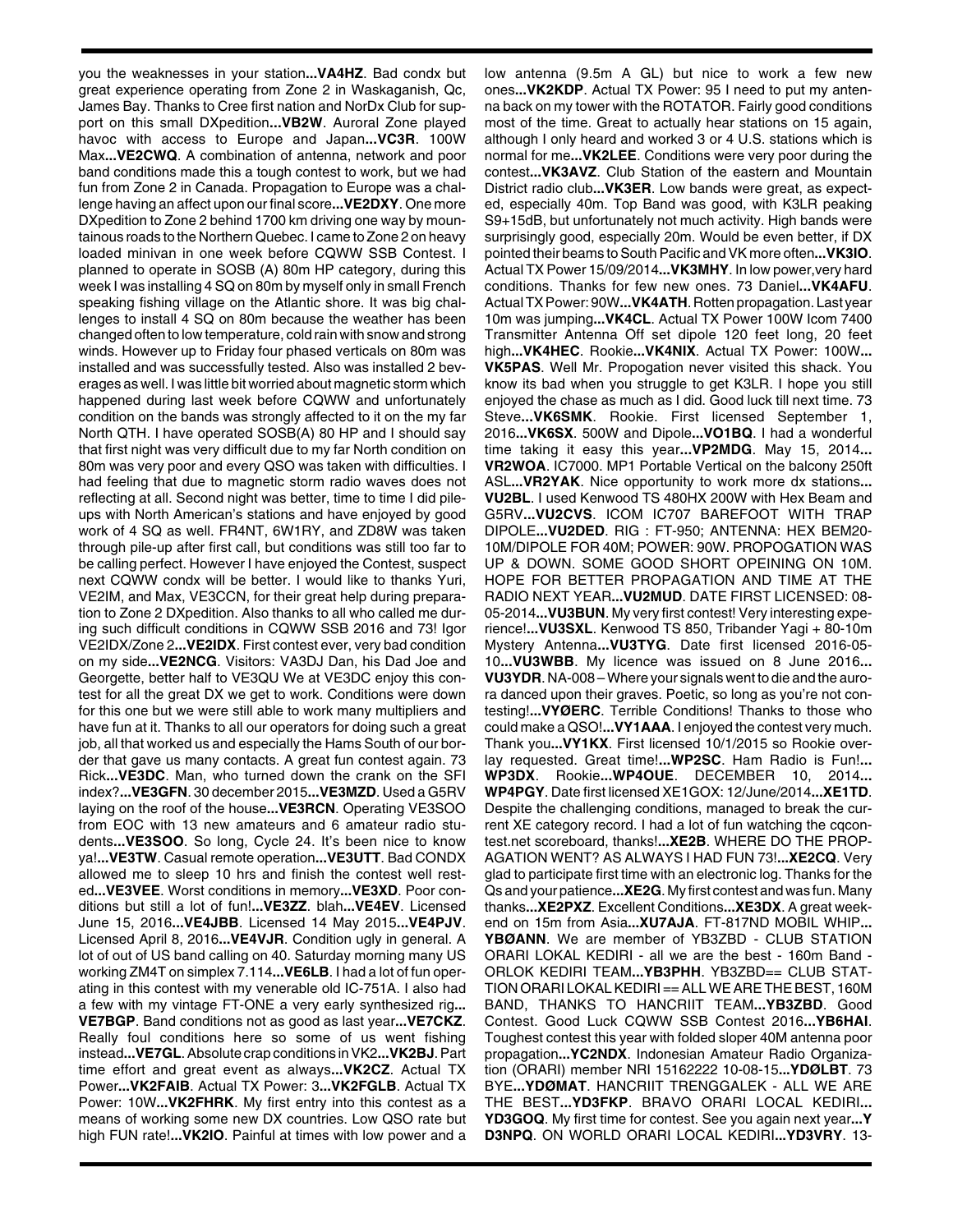you the weaknesses in your station...**VA4HZ**. Bad condx but great experience operating from Zone 2 in Waskaganish, Qc, James Bay. Thanks to Cree first nation and NorDx Club for support on this small DXpedition...**VB2W**. Auroral Zone played havoc with access to Europe and Japan...**VC3R**. 100W Max...**VE2CWQ**. A combination of antenna, network and poor band conditions made this a tough contest to work, but we had fun from Zone 2 in Canada. Propagation to Europe was a challenge having an affect upon our final score...**VE2DXY**. One more DXpedition to Zone 2 behind 1700 km driving one way by mountainous roads to the Northern Quebec. I came to Zone 2 on heavy loaded minivan in one week before CQWW SSB Contest. I planned to operate in SOSB (A) 80m HP category, during this week I was installing 4 SQ on 80m by myself only in small French speaking fishing village on the Atlantic shore. It was big challenges to install 4 SQ on 80m because the weather has been changed often to low temperature, cold rain with snow and strong winds. However up to Friday four phased verticals on 80m was installed and was successfully tested. Also was installed 2 beverages as well. I was little bit worried about magnetic storm which happened during last week before CQWW and unfortunately condition on the bands was strongly affected to it on the my far North QTH. I have operated SOSB(A) 80 HP and I should say that first night was very difficult due to my far North condition on 80m was very poor and every QSO was taken with difficulties. I had feeling that due to magnetic storm radio waves does not reflecting at all. Second night was better, time to time I did pileups with North American's stations and have enjoyed by good work of 4 SQ as well. FR4NT, 6W1RY, and ZD8W was taken through pile-up after first call, but conditions was still too far to be calling perfect. However I have enjoyed the Contest, suspect next CQWW condx will be better. I would like to thanks Yuri, VE2IM, and Max, VE3CCN, for their great help during preparation to Zone 2 DXpedition. Also thanks to all who called me during such difficult conditions in CQWW SSB 2016 and 73! Igor VE2IDX/Zone 2...**VE2IDX**. First contest ever, very bad condition on my side...**VE2NCG**. Visitors: VA3DJ Dan, his Dad Joe and Georgette, better half to VE3QU We at VE3DC enjoy this contest for all the great DX we get to work. Conditions were down for this one but we were still able to work many multipliers and have fun at it. Thanks to all our operators for doing such a great job, all that worked us and especially the Hams South of our border that gave us many contacts. A great fun contest again. 73 Rick...**VE3DC**. Man, who turned down the crank on the SFI index?...**VE3GFN**. 30 december 2015...**VE3MZD**. Used a G5RV laying on the roof of the house...**VE3RCN**. Operating VE3SOO from EOC with 13 new amateurs and 6 amateur radio students...**VE3SOO**. So long, Cycle 24. It's been nice to know ya!...**VE3TW**. Casual remote operation...**VE3UTT**. Bad CONDX allowed me to sleep 10 hrs and finish the contest well rested...**VE3VEE**. Worst conditions in memory...**VE3XD**. Poor conditions but still a lot of fun!...**VE3ZZ**. blah...**VE4EV**. Licensed June 15, 2016...**VE4JBB**. Licensed 14 May 2015...**VE4PJV**. Licensed April 8, 2016...**VE4VJR**. Condition ugly in general. A lot of out of US band calling on 40. Saturday morning many US working ZM4T on simplex 7.114...**VE6LB**. I had a lot of fun operating in this contest with my venerable old IC-751A. I also had a few with my vintage FT-ONE a very early synthesized rig...**VE7BGP**. Band conditions not as good as last year...**VE7CKZ**. Really foul conditions here so some of us went fishing instead...**VE7GL**. Absolute crap conditions in VK2...**VK2BJ**. Part time effort and great event as always...**VK2CZ**. Actual TX Power...**VK2FAIB**. Actual TX Power: 3...**VK2FGLB**. Actual TX Power: 10W...**VK2FHRK**. My first entry into this contest as a means of working some new DX countries. Low QSO rate but high FUN rate!...**VK2IO**. Painful at times with low power and a low antenna (9.5m A GL) but nice to work a few new ones...**VK2KDP**. Actual TX Power: 95 I need to put my antenna back on my tower with the ROTATOR. Fairly good conditions most of the time. Great to actually hear stations on 15 again, although I only heard and worked 3 or 4 U.S. stations which is normal for me...**VK2LEE**. Conditions were very poor during the contest...**VK3AVZ**. Club Station of the eastern and Mountain District radio club...**VK3ER**. Low bands were great, as expected, especially 40m. Top Band was good, with K3LR peaking S9+15dB, but unfortunately not much activity. High bands were surprisingly good, especially 20m. Would be even better, if DX pointed their beams to South Pacific and VK more often...**VK3IO**. Actual TX Power 15/09/2014...**VK3MHY**. In low power,very hard conditions. Thanks for few new ones. 73 Daniel...**VK4AFU**. Actual TX Power: 90W...**VK4ATH**. Rotten propagation. Last year 10m was jumping...**VK4CL**. Actual TX Power 100W Icom 7400 Transmitter Antenna Off set dipole 120 feet long, 20 feet high...**VK4HEC**. Rookie...**VK4NIX**. Actual TX Power: 100W...**VK5PAS**. Well Mr. Propogation never visited this shack. You know its bad when you struggle to get K3LR. I hope you still enjoyed the chase as much as I did. Good luck till next time. 73 Steve...**VK6SMK**. Rookie. First licensed September 1, 2016...**VK6SX**. 500W and Dipole...**VO1BQ**. I had a wonderful time taking it easy this year...**VP2MDG**. May 15, 2014...**VR2WOA**. IC7000. MP1 Portable Vertical on the balcony 250ft ASL...**VR2YAK**. Nice opportunity to work more dx stations...**VU2BL**. I used Kenwood TS 480HX 200W with Hex Beam and G5RV...**VU2CVS**. ICOM IC707 BAREFOOT WITH TRAP DIPOLE...**VU2DED**. RIG : FT-950; ANTENNA: HEX BEM20-10M/DIPOLE FOR 40M; POWER: 90W. PROPOGATION WAS UP & DOWN. SOME GOOD SHORT OPEINING ON 10M. HOPE FOR BETTER PROPAGATION AND TIME AT THE RADIO NEXT YEAR...**VU2MUD**. DATE FIRST LICENSED: 08-05-2014...**VU3BUN**. My very first contest! Very interesting experience!...**VU3SXL**. Kenwood TS 850, Tribander Yagi + 80-10m Mystery Antenna...**VU3TYG**. Date first licensed 2016-05-10...**VU3WBB**. My licence was issued on 8 June 2016...**VU3YDR**. NA-008 – Where your signals went to die and the aurora danced upon their graves. Poetic, so long as you're not contesting!...**VYØERC**. Terrible Conditions! Thanks to those who could make a QSO!...**VY1AAA**. I enjoyed the contest very much. Thank you...**VY1KX**. First licensed 10/1/2015 so Rookie overlay requested. Great time!...**WP2SC**. Ham Radio is Fun!...**WP3DX**. Rookie...**WP4OUE**. DECEMBER 10, 2014...**WP4PGY**. Date first licensed XE1GOX: 12/June/2014...**XE1TD**. Despite the challenging conditions, managed to break the current XE category record. I had a lot of fun watching the cqcontest.net scoreboard, thanks!...**XE2B**. WHERE DO THE PROPAGATION WENT? AS ALWAYS I HAD FUN 73!...**XE2CQ**. Very glad to participate first time with an electronic log. Thanks for the Qs and your patience...**XE2G**. My first contest and was fun. Many thanks...**XE2PXZ**. Excellent Conditions...**XE3DX**. A great weekend on 15m from Asia...**XU7AJA**. FT-817ND MOBIL WHIP...**YBØANN**. We are member of YB3ZBD - CLUB STATION ORARI LOKAL KEDIRI - all we are the best - 160m Band - ORLOK KEDIRI TEAM...**YB3PHH**. YB3ZBD== CLUB STATION ORARI LOKAL KEDIRI == ALL WE ARE THE BEST, 160M BAND, THANKS TO HANCRIIT TEAM...**YB3ZBD**. Good Contest. Good Luck CQWW SSB Contest 2016...**YB6HAI**. Toughest contest this year with folded sloper 40M antenna poor propagation...**YC2NDX**. Indonesian Amateur Radio Organization (ORARI) member NRI 15162222 10-08-15...**YDØLBT**. 73 BYE...**YDØMAT**. HANCRIIT TRENGGALEK - ALL WE ARE THE BEST...**YD3FKP**. BRAVO ORARI LOCAL KEDIRI...**YD3GOQ**. My first time for contest. See you again next year...**YD3NPQ**. ON WORLD ORARI LOCAL KEDIRI...**YD3VRY**. 13-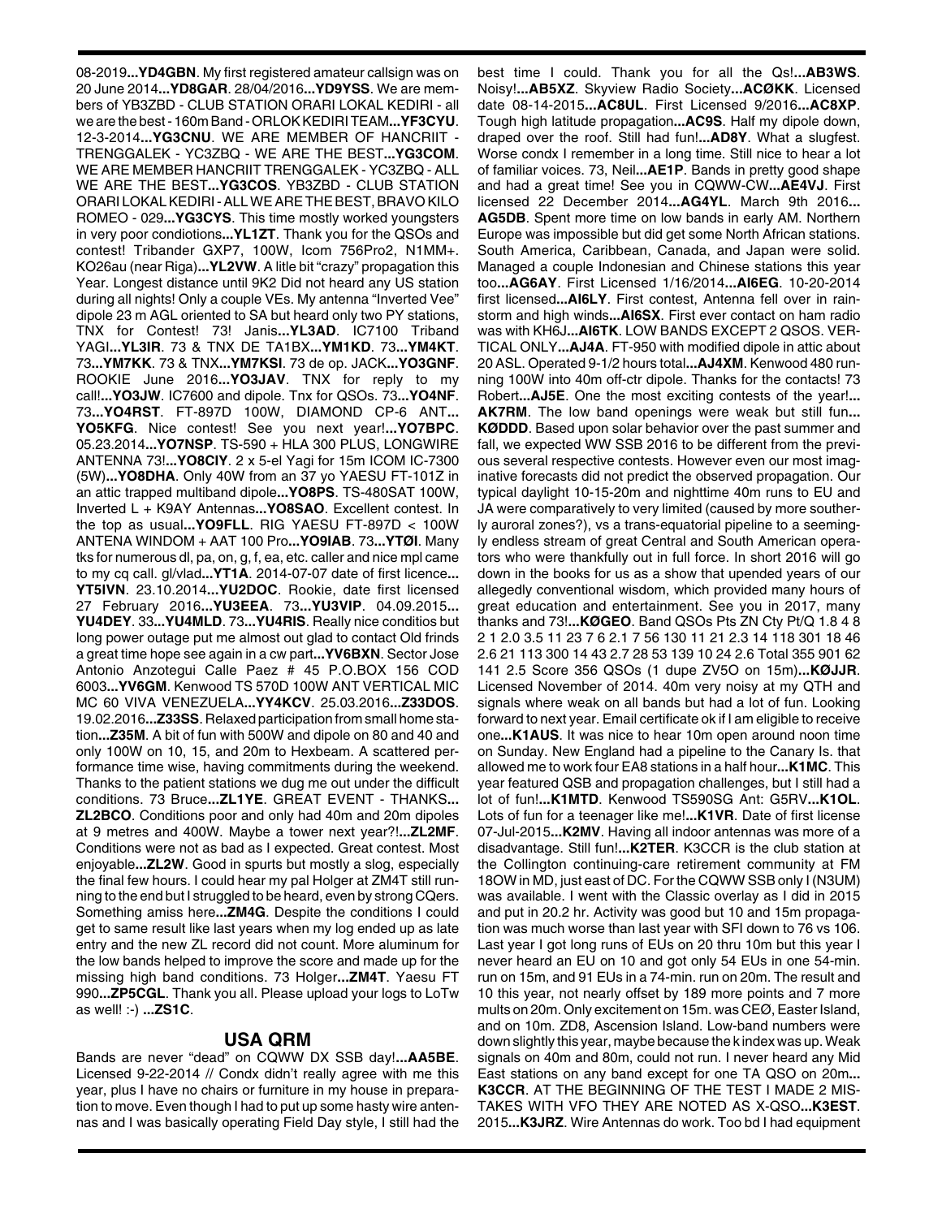08-2019...**YD4GBN**. My first registered amateur callsign was on 20 June 2014...**YD8GAR**. 28/04/2016...**YD9YSS**. We are members of YB3ZBD - CLUB STATION ORARI LOKAL KEDIRI - all we are the best - 160m Band - ORLOK KEDIRI TEAM...**YF3CYU**. 12-3-2014...**YG3CNU**. WE ARE MEMBER OF HANCRIIT - TRENGGALEK - YC3ZBQ - WE ARE THE BEST...**YG3COM**. WE ARE MEMBER HANCRIIT TRENGGALEK - YC3ZBQ - ALL WE ARE THE BEST...**YG3COS**. YB3ZBD - CLUB STATION ORARI LOKAL KEDIRI - ALL WE ARE THE BEST, BRAVO KILO ROMEO - 029...**YG3CYS**. This time mostly worked youngsters in very poor condiotions...**YL1ZT**. Thank you for the QSOs and contest! Tribander GXP7, 100W, Icom 756Pro2, N1MM+. KO26au (near Riga)...**YL2VW**. A litle bit "crazy" propagation this Year. Longest distance until 9K2 Did not heard any US station during all nights! Only a couple VEs. My antenna "Inverted Vee" dipole 23 m AGL oriented to SA but heard only two PY stations, TNX for Contest! 73! Janis...**YL3AD**. IC7100 Triband YAGI...**YL3IR**. 73 & TNX DE TA1BX...**YM1KD**. 73...**YM4KT**. 73...**YM7KK**. 73 & TNX...**YM7KSI**. 73 de op. JACK...**YO3GNF**. ROOKIE June 2016...**YO3JAV**. TNX for reply to my call!...**YO3JW**. IC7600 and dipole. Tnx for QSOs. 73...**YO4NF**. 73...**YO4RST**. FT-897D 100W, DIAMOND CP-6 ANT... **YO5KFG**. Nice contest! See you next year!...**YO7BPC**. 05.23.2014...**YO7NSP**. TS-590 + HLA 300 PLUS, LONGWIRE ANTENNA 73!...**YO8CIY**. 2 x 5-el Yagi for 15m ICOM IC-7300 (5W)...**YO8DHA**. Only 40W from an 37 yo YAESU FT-101Z in an attic trapped multiband dipole...**YO8PS**. TS-480SAT 100W, Inverted L + K9AY Antennas...**YO8SAO**. Excellent contest. In the top as usual...**YO9FLL**. RIG YAESU FT-897D < 100W ANTENA WINDOM + AAT 100 Pro...**YO9IAB**. 73...**YTØI**. Many tks for numerous dl, pa, on, g, f, ea, etc. caller and nice mpl came to my cq call. gl/vlad...**YT1A**. 2014-07-07 date of first licence... **YT5IVN**. 23.10.2014...**YU2DOC**. Rookie, date first licensed 27 February 2016...**YU3EEA**. 73...**YU3VIP**. 04.09.2015... **YU4DEY**. 33...**YU4MLD**. 73...**YU4RIS**. Really nice conditios but long power outage put me almost out glad to contact Old frinds a great time hope see again in a cw part...**YV6BXN**. Sector Jose Antonio Anzotegui Calle Paez # 45 P.O.BOX 156 COD 6003...**YV6GM**. Kenwood TS 570D 100W ANT VERTICAL MIC MC 60 VIVA VENEZUELA...**YY4KCV**. 25.03.2016...**Z33DOS**. 19.02.2016...**Z33SS**. Relaxed participation from small home station...**Z35M**. A bit of fun with 500W and dipole on 80 and 40 and only 100W on 10, 15, and 20m to Hexbeam. A scattered performance time wise, having commitments during the weekend. Thanks to the patient stations we dug me out under the difficult conditions. 73 Bruce...**ZL1YE**. GREAT EVENT - THANKS... **ZL2BCO**. Conditions poor and only had 40m and 20m dipoles at 9 metres and 400W. Maybe a tower next year?!...**ZL2MF**. Conditions were not as bad as I expected. Great contest. Most enjoyable...**ZL2W**. Good in spurts but mostly a slog, especially the final few hours. I could hear my pal Holger at ZM4T still running to the end but I struggled to be heard, even by strong CQers. Something amiss here...**ZM4G**. Despite the conditions I could get to same result like last years when my log ended up as late entry and the new ZL record did not count. More aluminum for the low bands helped to improve the score and made up for the missing high band conditions. 73 Holger...**ZM4T**. Yaesu FT 990...**ZP5CGL**. Thank you all. Please upload your logs to LoTw as well! :-) ...**ZS1C**.

## USA QRM

Bands are never "dead" on CQWW DX SSB day!...**AA5BE**. Licensed 9-22-2014 // Condx didn't really agree with me this year, plus I have no chairs or furniture in my house in preparation to move. Even though I had to put up some hasty wire antennas and I was basically operating Field Day style, I still had the best time I could. Thank you for all the Qs!...**AB3WS**. Noisy!...**AB5XZ**. Skyview Radio Society...**ACØKK**. Licensed date 08-14-2015...**AC8UL**. First Licensed 9/2016...**AC8XP**. Tough high latitude propagation...**AC9S**. Half my dipole down, draped over the roof. Still had fun!...**AD8Y**. What a slugfest. Worse condx I remember in a long time. Still nice to hear a lot of familiar voices. 73, Neil...**AE1P**. Bands in pretty good shape and had a great time! See you in CQWW-CW...**AE4VJ**. First licensed 22 December 2014...**AG4YL**. March 9th 2016... **AG5DB**. Spent more time on low bands in early AM. Northern Europe was impossible but did get some North African stations. South America, Caribbean, Canada, and Japan were solid. Managed a couple Indonesian and Chinese stations this year too...**AG6AY**. First Licensed 1/16/2014...**AI6EG**. 10-20-2014 first licensed...**AI6LY**. First contest, Antenna fell over in rainstorm and high winds...**AI6SX**. First ever contact on ham radio was with KH6J...**AI6TK**. LOW BANDS EXCEPT 2 QSOS. VERTICAL ONLY...**AJ4A**. FT-950 with modified dipole in attic about 20 ASL. Operated 9-1/2 hours total...**AJ4XM**. Kenwood 480 running 100W into 40m off-ctr dipole. Thanks for the contacts! 73 Robert...**AJ5E**. One the most exciting contests of the year!... **AK7RM**. The low band openings were weak but still fun... **KØDDD**. Based upon solar behavior over the past summer and fall, we expected WW SSB 2016 to be different from the previous several respective contests. However even our most imaginative forecasts did not predict the observed propagation. Our typical daylight 10-15-20m and nighttime 40m runs to EU and JA were comparatively to very limited (caused by more southerly auroral zones?), vs a trans-equatorial pipeline to a seemingly endless stream of great Central and South American operators who were thankfully out in full force. In short 2016 will go down in the books for us as a show that upended years of our allegedly conventional wisdom, which provided many hours of great education and entertainment. See you in 2017, many thanks and 73!...**KØGEO**. Band QSOs Pts ZN Cty Pt/Q 1.8 4 8 2 1 2.0 3.5 11 23 7 6 2.1 7 56 130 11 21 2.3 14 118 301 18 46 2.6 21 113 300 14 43 2.7 28 53 139 10 24 2.6 Total 355 901 62 141 2.5 Score 356 QSOs (1 dupe ZV5O on 15m)...**KØJJR**. Licensed November of 2014. 40m very noisy at my QTH and signals where weak on all bands but had a lot of fun. Looking forward to next year. Email certificate ok if I am eligible to receive one...**K1AUS**. It was nice to hear 10m open around noon time on Sunday. New England had a pipeline to the Canary Is. that allowed me to work four EA8 stations in a half hour...**K1MC**. This year featured QSB and propagation challenges, but I still had a lot of fun!...**K1MTD**. Kenwood TS590SG Ant: G5RV...**K1OL**. Lots of fun for a teenager like me!...**K1VR**. Date of first license 07-Jul-2015...**K2MV**. Having all indoor antennas was more of a disadvantage. Still fun!...**K2TER**. K3CCR is the club station at the Collington continuing-care retirement community at FM 18OW in MD, just east of DC. For the CQWW SSB only I (N3UM) was available. I went with the Classic overlay as I did in 2015 and put in 20.2 hr. Activity was good but 10 and 15m propagation was much worse than last year with SFI down to 76 vs 106. Last year I got long runs of EUs on 20 thru 10m but this year I never heard an EU on 10 and got only 54 EUs in one 54-min. run on 15m, and 91 EUs in a 74-min. run on 20m. The result and 10 this year, not nearly offset by 189 more points and 7 more mults on 20m. Only excitement on 15m. was CEØ, Easter Island, and on 10m. ZD8, Ascension Island. Low-band numbers were down slightly this year, maybe because the k index was up. Weak signals on 40m and 80m, could not run. I never heard any Mid East stations on any band except for one TA QSO on 20m... **K3CCR**. AT THE BEGINNING OF THE TEST I MADE 2 MISTAKES WITH VFO THEY ARE NOTED AS X-QSO...**K3EST**. 2015...**K3JRZ**. Wire Antennas do work. Too bd I had equipment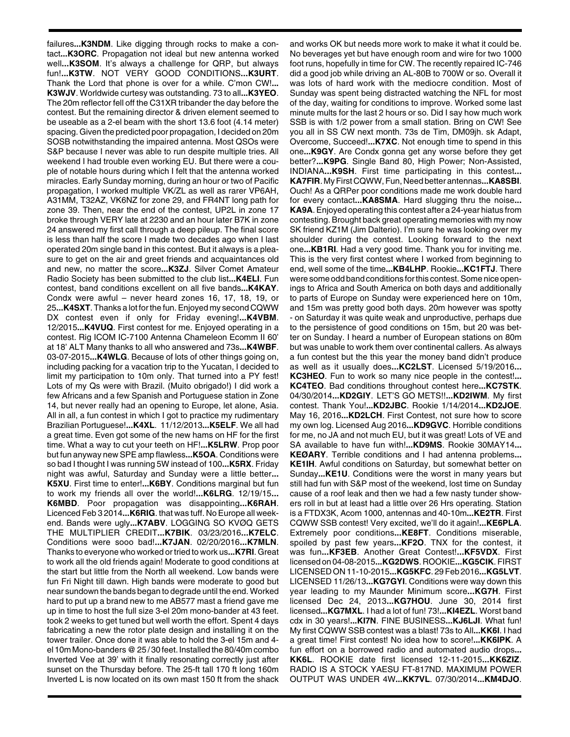failures**...K3NDM**. Like digging through rocks to make a contact**...K3ORC**. Propagation not ideal but new antenna worked well**...K3SOM**. It's always a challenge for QRP, but always fun!**...K3TW**. NOT VERY GOOD CONDITIONS**...K3URT**. Thank the Lord that phone is over for a while. C'mon CW!**...K3WJV**. Worldwide curtesy was outstanding. 73 to all**...K3YEO**. The 20m reflector fell off the C31XR tribander the day before the contest. But the remaining director & driven element seemed to be useable as a 2-el beam with the short 13.6 foot (4.14 meter) spacing. Given the predicted poor propagation, I decided on 20m SOSB notwithstanding the impaired antenna. Most QSOs were S&P because I never was able to run despite multiple tries. All weekend I had trouble even working EU. But there were a couple of notable hours during which I felt that the antenna worked miracles. Early Sunday morning, during an hour or two of Pacific propagation, I worked multiple VK/ZL as well as rarer VP6AH, A31MM, T32AZ, VK6NZ for zone 29, and FR4NT long path for zone 39. Then, near the end of the contest, UP2L in zone 17 broke through VERY late at 2230 and an hour later B7K in zone 24 answered my first call through a deep pileup. The final score is less than half the score I made two decades ago when I last operated 20m single band in this contest. But it always is a pleasure to get on the air and greet friends and acquaintances old and new, no matter the score**...K3ZJ**. Silver Comet Amateur Radio Society has been submitted to the club list**...K4ELI**. Fun contest, band conditions excellent on all five bands**...K4KAY**. Condx were awful – never heard zones 16, 17, 18, 19, or 25**...K4SXT**. Thanks a lot for the fun. Enjoyed my second CQWW DX contest even if only for Friday evening!**...K4VBM**. 12/2015**...K4VUQ**. First contest for me. Enjoyed operating in a contest. Rig ICOM IC-7100 Antenna Chameleon Ecomm II 60' at 18' ALT Many thanks to all who answered and 73s**...K4WBF**. 03-07-2015**...K4WLG**. Because of lots of other things going on, including packing for a vacation trip to the Yucatan, I decided to limit my participation to 10m only. That turned into a PY fest! Lots of my Qs were with Brazil. (Muito obrigado!) I did work a few Africans and a few Spanish and Portuguese station in Zone 14, but never really had an opening to Europe, let alone, Asia. All in all, a fun contest in which I got to practice my rudimentary Brazilian Portuguese!**...K4XL**. 11/12/2013**...K5ELF**. We all had a great time. Even got some of the new hams on HF for the first time. What a way to cut your teeth on HF!**...K5LRW**. Prop poor but fun anyway new SPE amp flawless**...K5OA**. Conditions were so bad I thought I was running 5W instead of 100**...K5RX**. Friday night was awful, Saturday and Sunday were a little better**...K5XU**. First time to enter!**...K6BY**. Conditions marginal but fun to work my friends all over the world!**...K6LRG**. 12/19/15**...K6MBD**. Poor propagation was disappointing**...K6RAH**. Licenced Feb 3 2014**...K6RIG**. that was tuff. No Europe all weekend. Bands were ugly**...K7ABV**. LOGGING SO KVØQ GETS THE MULTIPLIER CREDIT**...K7BIK**. 03/23/2016**...K7ELC**. Conditions were sooo bad!**...K7JAN**. 02/20/2016**...K7MLN**. Thanks to everyone who worked or tried to work us**...K7RI**. Great to work all the old friends again! Moderate to good conditions at the start but little from the North all weekend. Low bands were fun Fri Night till dawn. High bands were moderate to good but near sundown the bands began to degrade until the end. Worked hard to put up a brand new to me AB577 mast a friend gave me up in time to host the full size 3-el 20m mono-bander at 43 feet. took 2 weeks to get tuned but well worth the effort. Spent 4 days fabricating a new the rotor plate design and installing it on the tower trailer. Once done it was able to hold the 3-el 15m and 4-el 10m Mono-banders @ 25 / 30 feet. Installed the 80/40m combo Inverted Vee at 39' with it finally resonating correctly just after sunset on the Thursday before. The 25-ft tall 170 ft long 160m Inverted L is now located on its own mast 150 ft from the shack and works OK but needs more work to make it what it could be. No beverages yet but have enough room and wire for two 1000 foot runs, hopefully in time for CW. The recently repaired IC-746 did a good job while driving an AL-80B to 700W or so. Overall it was lots of hard work with the mediocre condition. Most of Sunday was spent being distracted watching the NFL for most of the day, waiting for conditions to improve. Worked some last minute mults for the last 2 hours or so. Did I say how much work SSB is with 1/2 power from a small station. Bring on CW! See you all in SS CW next month. 73s de Tim, DM09jh. sk Adapt, Overcome, Succeed!**...K7XC**. Not enough time to spend in this one**...K9GY**. Are Condx gonna get any worse before they get better?**...K9PG**. Single Band 80, High Power; Non-Assisted, INDIANA**...K9SH**. First time participating in this contest**...KA7FIR**. My First CQWW, Fun, Need better antennas**...KA8SBI**. Ouch! As a QRPer poor conditions made me work double hard for every contact**...KA8SMA**. Hard slugging thru the noise**...KA9A**. Enjoyed operating this contest after a 24-year hiatus from contesting. Brought back great operating memories with my now SK friend KZ1M (Jim Dalterio). I'm sure he was looking over my shoulder during the contest. Looking forward to the next one**...KB1RI**. Had a very good time. Thank you for inviting me. This is the very first contest where I worked from beginning to end, well some of the time**...KB4LHP**. Rookie**...KC1FTJ**. There were some odd band conditions for this contest. Some nice openings to Africa and South America on both days and additionally to parts of Europe on Sunday were experienced here on 10m, and 15m was pretty good both days. 20m however was spotty - on Saturday it was quite weak and unproductive, perhaps due to the persistence of good conditions on 15m, but 20 was better on Sunday. I heard a number of European stations on 80m but was unable to work them over continental callers. As always a fun contest but the this year the money band didn't produce as well as it usually does**...KC2LST**. Licensed 5/19/2016**...KC3HEO**. Fun to work so many nice people in the contest!**...KC4TEO**. Bad conditions throughout contest here**...KC7STK**. 04/30/2014**...KD2GIY**. LET'S GO METS!!**...KD2IWM**. My first contest. Thank You!**...KD2JBC**. Rookie 1/14/2014**...KD2JOE**. May 16, 2016**...KD2LCH**. First Contest, not sure how to score my own log. Licensed Aug 2016**...KD9GVC**. Horrible conditions for me, no JA and not much EU, but it was great! Lots of VE and SA available to have fun with!**...KD9MS**. Rookie 30MAY14**...KEØARY**. Terrible conditions and I had antenna problems**...KE1IH**. Awful conditions on Saturday, but somewhat better on Sunday**...KE1U**. Conditions were the worst in many years but still had fun with S&P most of the weekend, lost time on Sunday cause of a roof leak and then we had a few nasty tunder showers roll in but at least had a little over 26 Hrs operating. Station is a FTDX3K, Acom 1000, antennas and 40-10m**...KE2TR**. First CQWW SSB contest! Very excited, we'll do it again!**...KE6PLA**. Extremely poor conditions**...KE8FT**. Conditions miserable, spoiled by past few years**...KF2O**. TNX for the contest, it was fun**...KF3EB**. Another Great Contest!**...KF5VDX**. First licensed on 04-08-2015**...KG2DWS**. ROOKIE**...KG5CIK**. FIRST LICENSED ON 11-10-2015**...KG5KFC**. 29 Feb 2016**...KG5LVT**. LICENSED 11/26/13**...KG7GYI**. Conditions were way down this year leading to my Maunder Minimum score**...KG7H**. First licensed Dec 24, 2013**...KG7HOU**. June 30, 2014 first licensed**...KG7MXL**. I had a lot of fun! 73!**...KI4EZL**. Worst band cdx in 30 years!**...KI7N**. FINE BUSINESS**...KJ6LJI**. What fun! My first CQWW SSB contest was a blast! 73s to All**...KK6I**. I had a great time! First contest! No idea how to score!**...KK6IPK**. A fun effort on a borrowed radio and automated audio drops**...KK6L**. ROOKIE date first licensed 12-11-2015**...KK6ZIZ**. RADIO IS A STOCK YAESU FT-817ND. MAXIMUM POWER OUTPUT WAS UNDER 4W**...KK7VL**. 07/30/2014**...KM4DJO**.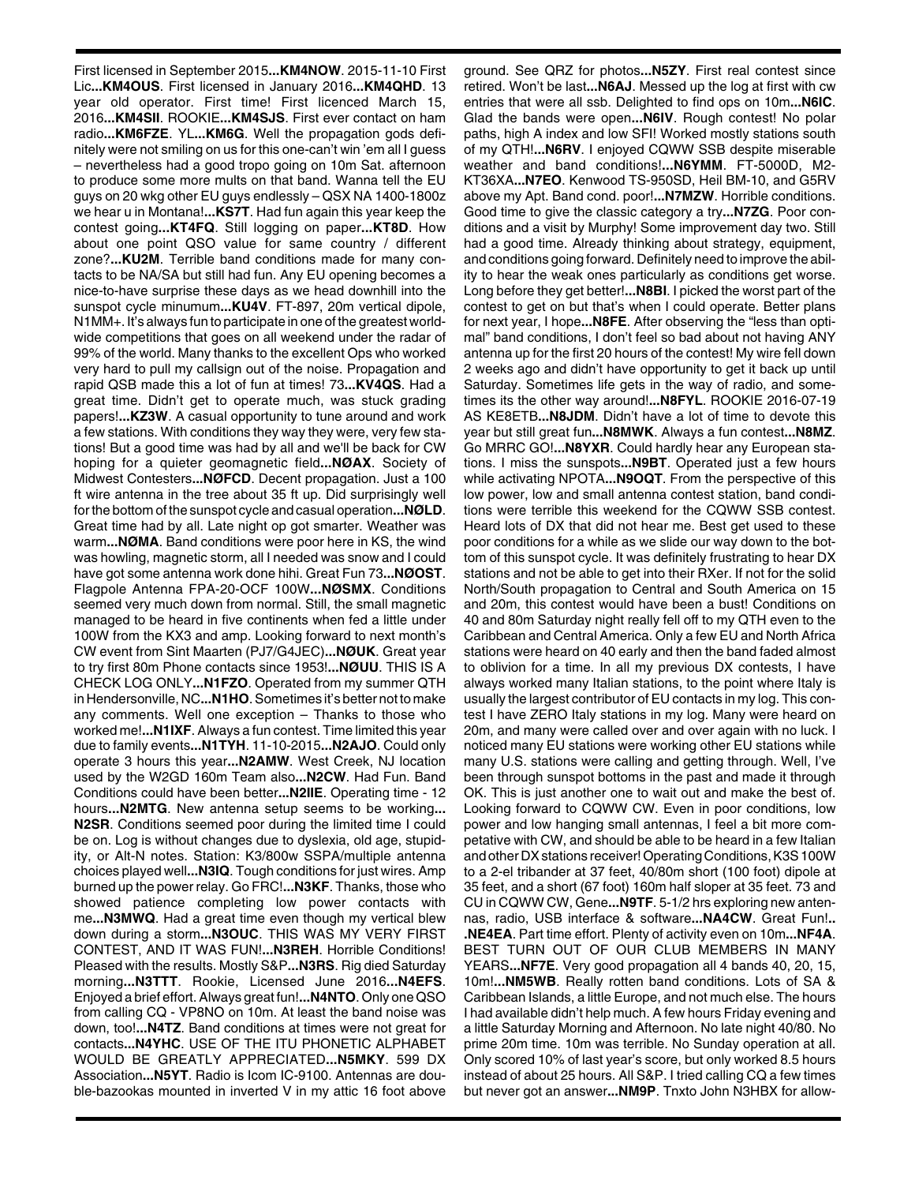First licensed in September 2015**...KM4NOW**. 2015-11-10 First Lic**...KM4OUS**. First licensed in January 2016**...KM4QHD**. 13 year old operator. First time! First licenced March 15, 2016**...KM4SII**. ROOKIE**...KM4SJS**. First ever contact on ham radio**...KM6FZE**. YL**...KM6G**. Well the propagation gods definitely were not smiling on us for this one-can't win 'em all I guess – nevertheless had a good tropo going on 10m Sat. afternoon to produce some more mults on that band. Wanna tell the EU guys on 20 wkg other EU guys endlessly – QSX NA 1400-1800z we hear u in Montana!**...KS7T**. Had fun again this year keep the contest going**...KT4FQ**. Still logging on paper**...KT8D**. How about one point QSO value for same country / different zone?**...KU2M**. Terrible band conditions made for many contacts to be NA/SA but still had fun. Any EU opening becomes a nice-to-have surprise these days as we head downhill into the sunspot cycle minumum**...KU4V**. FT-897, 20m vertical dipole, N1MM+. It's always fun to participate in one of the greatest worldwide competitions that goes on all weekend under the radar of 99% of the world. Many thanks to the excellent Ops who worked very hard to pull my callsign out of the noise. Propagation and rapid QSB made this a lot of fun at times! 73**...KV4QS**. Had a great time. Didn't get to operate much, was stuck grading papers!**...KZ3W**. A casual opportunity to tune around and work a few stations. With conditions they way they were, very few stations! But a good time was had by all and we'll be back for CW hoping for a quieter geomagnetic field**...NØAX**. Society of Midwest Contesters**...NØFCD**. Decent propagation. Just a 100 ft wire antenna in the tree about 35 ft up. Did surprisingly well for the bottom of the sunspot cycle and casual operation**...NØLD**. Great time had by all. Late night op got smarter. Weather was warm**...NØMA**. Band conditions were poor here in KS, the wind was howling, magnetic storm, all I needed was snow and I could have got some antenna work done hihi. Great Fun 73**...NØOST**. Flagpole Antenna FPA-20-OCF 100W**...NØSMX**. Conditions seemed very much down from normal. Still, the small magnetic managed to be heard in five continents when fed a little under 100W from the KX3 and amp. Looking forward to next month's CW event from Sint Maarten (PJ7/G4JEC)**...NØUK**. Great year to try first 80m Phone contacts since 1953!**...NØUU**. THIS IS A CHECK LOG ONLY**...N1FZO**. Operated from my summer QTH in Hendersonville, NC**...N1HO**. Sometimes it's better not to make any comments. Well one exception – Thanks to those who worked me!**...N1IXF**. Always a fun contest. Time limited this year due to family events**...N1TYH**. 11-10-2015**...N2AJO**. Could only operate 3 hours this year**...N2AMW**. West Creek, NJ location used by the W2GD 160m Team also**...N2CW**. Had Fun. Band Conditions could have been better**...N2IIE**. Operating time - 12 hours**...N2MTG**. New antenna setup seems to be working**... N2SR**. Conditions seemed poor during the limited time I could be on. Log is without changes due to dyslexia, old age, stupidity, or Alt-N notes. Station: K3/800w SSPA/multiple antenna choices played well**...N3IQ**. Tough conditions for just wires. Amp burned up the power relay. Go FRC!**...N3KF**. Thanks, those who showed patience completing low power contacts with me**...N3MWQ**. Had a great time even though my vertical blew down during a storm**...N3OUC**. THIS WAS MY VERY FIRST CONTEST, AND IT WAS FUN!**...N3REH**. Horrible Conditions! Pleased with the results. Mostly S&P**...N3RS**. Rig died Saturday morning**...N3TTT**. Rookie, Licensed June 2016**...N4EFS**. Enjoyed a brief effort. Always great fun!**...N4NTO**. Only one QSO from calling CQ - VP8NO on 10m. At least the band noise was down, too!**...N4TZ**. Band conditions at times were not great for contacts**...N4YHC**. USE OF THE ITU PHONETIC ALPHABET WOULD BE GREATLY APPRECIATED**...N5MKY**. 599 DX Association**...N5YT**. Radio is Icom IC-9100. Antennas are double-bazookas mounted in inverted V in my attic 16 foot above ground. See QRZ for photos**...N5ZY**. First real contest since retired. Won't be last**...N6AJ**. Messed up the log at first with cw entries that were all ssb. Delighted to find ops on 10m**...N6IC**. Glad the bands were open**...N6IV**. Rough contest! No polar paths, high A index and low SFI! Worked mostly stations south of my QTH!**...N6RV**. I enjoyed CQWW SSB despite miserable weather and band conditions!**...N6YMM**. FT-5000D, M2-KT36XA**...N7EO**. Kenwood TS-950SD, Heil BM-10, and G5RV above my Apt. Band cond. poor!**...N7MZW**. Horrible conditions. Good time to give the classic category a try**...N7ZG**. Poor conditions and a visit by Murphy! Some improvement day two. Still had a good time. Already thinking about strategy, equipment, and conditions going forward. Definitely need to improve the ability to hear the weak ones particularly as conditions get worse. Long before they get better!**...N8BI**. I picked the worst part of the contest to get on but that's when I could operate. Better plans for next year, I hope**...N8FE**. After observing the "less than optimal" band conditions, I don't feel so bad about not having ANY antenna up for the first 20 hours of the contest! My wire fell down 2 weeks ago and didn't have opportunity to get it back up until Saturday. Sometimes life gets in the way of radio, and sometimes its the other way around!**...N8FYL**. ROOKIE 2016-07-19 AS KE8ETB**...N8JDM**. Didn't have a lot of time to devote this year but still great fun**...N8MWK**. Always a fun contest**...N8MZ**. Go MRRC GO!**...N8YXR**. Could hardly hear any European stations. I miss the sunspots**...N9BT**. Operated just a few hours while activating NPOTA**...N9OQT**. From the perspective of this low power, low and small antenna contest station, band conditions were terrible this weekend for the CQWW SSB contest. Heard lots of DX that did not hear me. Best get used to these poor conditions for a while as we slide our way down to the bottom of this sunspot cycle. It was definitely frustrating to hear DX stations and not be able to get into their RXer. If not for the solid North/South propagation to Central and South America on 15 and 20m, this contest would have been a bust! Conditions on 40 and 80m Saturday night really fell off to my QTH even to the Caribbean and Central America. Only a few EU and North Africa stations were heard on 40 early and then the band faded almost to oblivion for a time. In all my previous DX contests, I have always worked many Italian stations, to the point where Italy is usually the largest contributor of EU contacts in my log. This contest I have ZERO Italy stations in my log. Many were heard on 20m, and many were called over and over again with no luck. I noticed many EU stations were working other EU stations while many U.S. stations were calling and getting through. Well, I've been through sunspot bottoms in the past and made it through OK. This is just another one to wait out and make the best of. Looking forward to CQWW CW. Even in poor conditions, low power and low hanging small antennas, I feel a bit more competative with CW, and should be able to be heard in a few Italian and other DX stations receiver! Operating Conditions, K3S 100W to a 2-el tribander at 37 feet, 40/80m short (100 foot) dipole at 35 feet, and a short (67 foot) 160m half sloper at 35 feet. 73 and CU in CQWW CW, Gene**...N9TF**. 5-1/2 hrs exploring new antennas, radio, USB interface & software**...NA4CW**. Great Fun!**...NE4EA**. Part time effort. Plenty of activity even on 10m**...NF4A**. BEST TURN OUT OF OUR CLUB MEMBERS IN MANY YEARS**...NF7E**. Very good propagation all 4 bands 40, 20, 15, 10m!**...NM5WB**. Really rotten band conditions. Lots of SA & Caribbean Islands, a little Europe, and not much else. The hours I had available didn't help much. A few hours Friday evening and a little Saturday Morning and Afternoon. No late night 40/80. No prime 20m time. 10m was terrible. No Sunday operation at all. Only scored 10% of last year's score, but only worked 8.5 hours instead of about 25 hours. All S&P. I tried calling CQ a few times but never got an answer**...NM9P**. Tnxto John N3HBX for allow-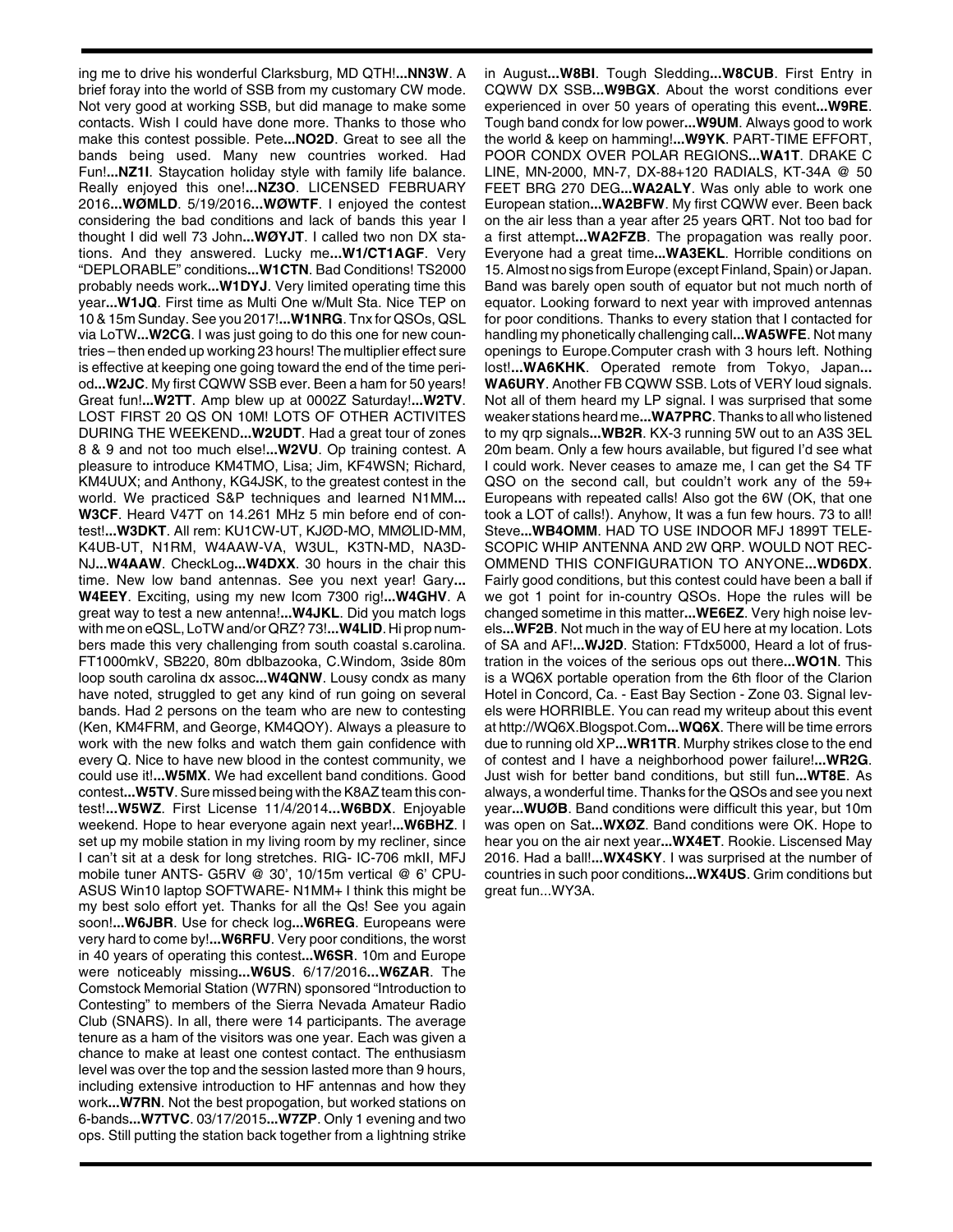ing me to drive his wonderful Clarksburg, MD QTH!**...NN3W**. A brief foray into the world of SSB from my customary CW mode. Not very good at working SSB, but did manage to make some contacts. Wish I could have done more. Thanks to those who make this contest possible. Pete**...NO2D**. Great to see all the bands being used. Many new countries worked. Had Fun!**...NZ1I**. Staycation holiday style with family life balance. Really enjoyed this one!**...NZ3O**. LICENSED FEBRUARY 2016**...WØMLD**. 5/19/2016**...WØWTF**. I enjoyed the contest considering the bad conditions and lack of bands this year I thought I did well 73 John**...WØYJT**. I called two non DX stations. And they answered. Lucky me**...W1/CT1AGF**. Very "DEPLORABLE" conditions**...W1CTN**. Bad Conditions! TS2000 probably needs work**...W1DYJ**. Very limited operating time this year**...W1JQ**. First time as Multi One w/Mult Sta. Nice TEP on 10 & 15m Sunday. See you 2017!**...W1NRG**. Tnx for QSOs, QSL via LoTW**...W2CG**. I was just going to do this one for new countries – then ended up working 23 hours! The multiplier effect sure is effective at keeping one going toward the end of the time period**...W2JC**. My first CQWW SSB ever. Been a ham for 50 years! Great fun!**...W2TT**. Amp blew up at 0002Z Saturday!**...W2TV**. LOST FIRST 20 QS ON 10M! LOTS OF OTHER ACTIVITES DURING THE WEEKEND**...W2UDT**. Had a great tour of zones 8 & 9 and not too much else!**...W2VU**. Op training contest. A pleasure to introduce KM4TMO, Lisa; Jim, KF4WSN; Richard, KM4UUX; and Anthony, KG4JSK, to the greatest contest in the world. We practiced S&P techniques and learned N1MM**... W3CF**. Heard V47T on 14.261 MHz 5 min before end of contest!**...W3DKT**. All rem: KU1CW-UT, KJØD-MO, MMØLID-MM, K4UB-UT, N1RM, W4AAW-VA, W3UL, K3TN-MD, NA3D-NJ**...W4AAW**. CheckLog**...W4DXX**. 30 hours in the chair this time. New low band antennas. See you next year! Gary**... W4EEY**. Exciting, using my new Icom 7300 rig!**...W4GHV**. A great way to test a new antenna!**...W4JKL**. Did you match logs with me on eQSL, LoTW and/or QRZ? 73!**...W4LID**. Hi prop numbers made this very challenging from south coastal s.carolina. FT1000mkV, SB220, 80m dblbazooka, C.Windom, 3side 80m loop south carolina dx assoc**...W4QNW**. Lousy condx as many have noted, struggled to get any kind of run going on several bands. Had 2 persons on the team who are new to contesting (Ken, KM4FRM, and George, KM4QOY). Always a pleasure to work with the new folks and watch them gain confidence with every Q. Nice to have new blood in the contest community, we could use it!**...W5MX**. We had excellent band conditions. Good contest**...W5TV**. Sure missed being with the K8AZ team this contest!**...W5WZ**. First License 11/4/2014**...W6BDX**. Enjoyable weekend. Hope to hear everyone again next year!**...W6BHZ**. I set up my mobile station in my living room by my recliner, since I can't sit at a desk for long stretches. RIG- IC-706 mkII, MFJ mobile tuner ANTS- G5RV @ 30', 10/15m vertical @ 6' CPU- ASUS Win10 laptop SOFTWARE- N1MM+ I think this might be my best solo effort yet. Thanks for all the Qs! See you again soon!**...W6JBR**. Use for check log**...W6REG**. Europeans were very hard to come by!**...W6RFU**. Very poor conditions, the worst in 40 years of operating this contest**...W6SR**. 10m and Europe were noticeably missing**...W6US**. 6/17/2016**...W6ZAR**. The Comstock Memorial Station (W7RN) sponsored "Introduction to Contesting" to members of the Sierra Nevada Amateur Radio Club (SNARS). In all, there were 14 participants. The average tenure as a ham of the visitors was one year. Each was given a chance to make at least one contest contact. The enthusiasm level was over the top and the session lasted more than 9 hours, including extensive introduction to HF antennas and how they work**...W7RN**. Not the best propogation, but worked stations on 6-bands**...W7TVC**. 03/17/2015**...W7ZP**. Only 1 evening and two ops. Still putting the station back together from a lightning strike in August**...W8BI**. Tough Sledding**...W8CUB**. First Entry in CQWW DX SSB**...W9BGX**. About the worst conditions ever experienced in over 50 years of operating this event**...W9RE**. Tough band condx for low power**...W9UM**. Always good to work the world & keep on hamming!**...W9YK**. PART-TIME EFFORT, POOR CONDX OVER POLAR REGIONS**...WA1T**. DRAKE C LINE, MN-2000, MN-7, DX-88+120 RADIALS, KT-34A @ 50 FEET BRG 270 DEG**...WA2ALY**. Was only able to work one European station**...WA2BFW**. My first CQWW ever. Been back on the air less than a year after 25 years QRT. Not too bad for a first attempt**...WA2FZB**. The propagation was really poor. Everyone had a great time**...WA3EKL**. Horrible conditions on 15. Almost no sigs from Europe (except Finland, Spain) or Japan. Band was barely open south of equator but not much north of equator. Looking forward to next year with improved antennas for poor conditions. Thanks to every station that I contacted for handling my phonetically challenging call**...WA5WFE**. Not many openings to Europe.Computer crash with 3 hours left. Nothing lost!**...WA6KHK**. Operated remote from Tokyo, Japan**... WA6URY**. Another FB CQWW SSB. Lots of VERY loud signals. Not all of them heard my LP signal. I was surprised that some weaker stations heard me**...WA7PRC**. Thanks to all who listened to my qrp signals**...WB2R**. KX-3 running 5W out to an A3S 3EL 20m beam. Only a few hours available, but figured I'd see what I could work. Never ceases to amaze me, I can get the S4 TF QSO on the second call, but couldn't work any of the 59+ Europeans with repeated calls! Also got the 6W (OK, that one took a LOT of calls!). Anyhow, It was a fun few hours. 73 to all! Steve**...WB4OMM**. HAD TO USE INDOOR MFJ 1899T TELESCOPIC WHIP ANTENNA AND 2W QRP. WOULD NOT RECOMMEND THIS CONFIGURATION TO ANYONE**...WD6DX**. Fairly good conditions, but this contest could have been a ball if we got 1 point for in-country QSOs. Hope the rules will be changed sometime in this matter**...WE6EZ**. Very high noise levels**...WF2B**. Not much in the way of EU here at my location. Lots of SA and AF!**...WJ2D**. Station: FTdx5000, Heard a lot of frustration in the voices of the serious ops out there**...WO1N**. This is a WQ6X portable operation from the 6th floor of the Clarion Hotel in Concord, Ca. - East Bay Section - Zone 03. Signal levels were HORRIBLE. You can read my writeup about this event at http://WQ6X.Blogspot.Com**...WQ6X**. There will be time errors due to running old XP**...WR1TR**. Murphy strikes close to the end of contest and I have a neighborhood power failure!**...WR2G**. Just wish for better band conditions, but still fun**...WT8E**. As always, a wonderful time. Thanks for the QSOs and see you next year**...WUØB**. Band conditions were difficult this year, but 10m was open on Sat**...WXØZ**. Band conditions were OK. Hope to hear you on the air next year**...WX4ET**. Rookie. Liscensed May 2016. Had a ball!**...WX4SKY**. I was surprised at the number of countries in such poor conditions**...WX4US**. Grim conditions but great fun...WY3A.